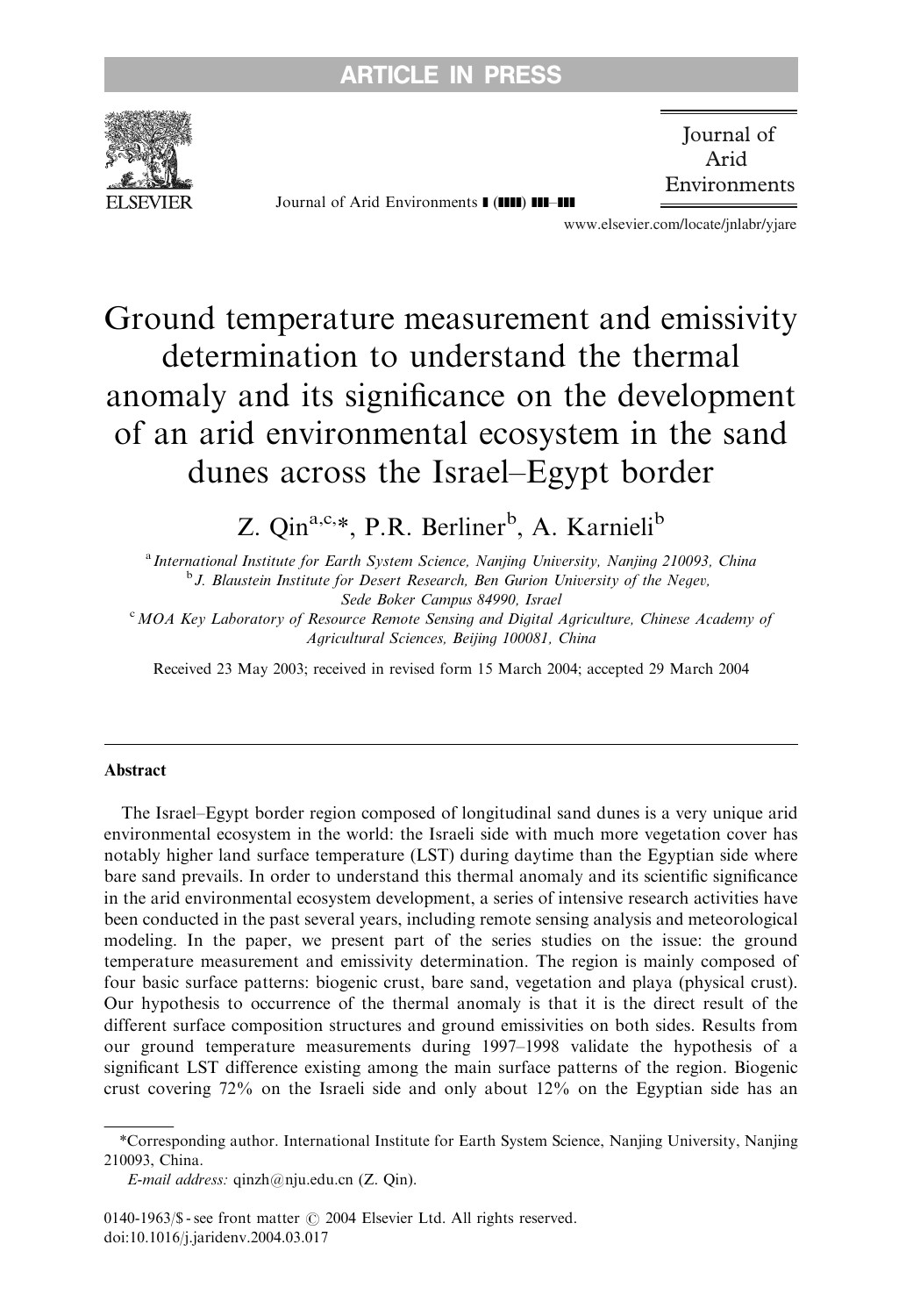# Ground temperature measurement and emissivity determination to understand the thermal anomaly and its significance on the development of an arid environmental ecosystem in the sand dunes across the Israel–Egypt border

Z. Qin[a,c,*], P.R. Berliner[b], A. Karnieli[b]

[a] *International Institute for Earth System Science, Nanjing University, Nanjing 210093, China*

[b] *J. Blaustein Institute for Desert Research, Ben Gurion University of the Negev, Sede Boker Campus 84990, Israel*

[c] *MOA Key Laboratory of Resource Remote Sensing and Digital Agriculture, Chinese Academy of Agricultural Sciences, Beijing 100081, China*

Received 23 May 2003; received in revised form 15 March 2004; accepted 29 March 2004

## Abstract

The Israel–Egypt border region composed of longitudinal sand dunes is a very unique arid environmental ecosystem in the world: the Israeli side with much more vegetation cover has notably higher land surface temperature (LST) during daytime than the Egyptian side where bare sand prevails. In order to understand this thermal anomaly and its scientific significance in the arid environmental ecosystem development, a series of intensive research activities have been conducted in the past several years, including remote sensing analysis and meteorological modeling. In the paper, we present part of the series studies on the issue: the ground temperature measurement and emissivity determination. The region is mainly composed of four basic surface patterns: biogenic crust, bare sand, vegetation and playa (physical crust). Our hypothesis to occurrence of the thermal anomaly is that it is the direct result of the different surface composition structures and ground emissivities on both sides. Results from our ground temperature measurements during 1997–1998 validate the hypothesis of a significant LST difference existing among the main surface patterns of the region. Biogenic crust covering 72% on the Israeli side and only about 12% on the Egyptian side has an

---

*Corresponding author. International Institute for Earth System Science, Nanjing University, Nanjing 210093, China.

*E-mail address:* qinzh@nju.edu.cn (Z. Qin).

0140-1963/$ - see front matter © 2004 Elsevier Ltd. All rights reserved.
doi:10.1016/j.jaridenv.2004.03.017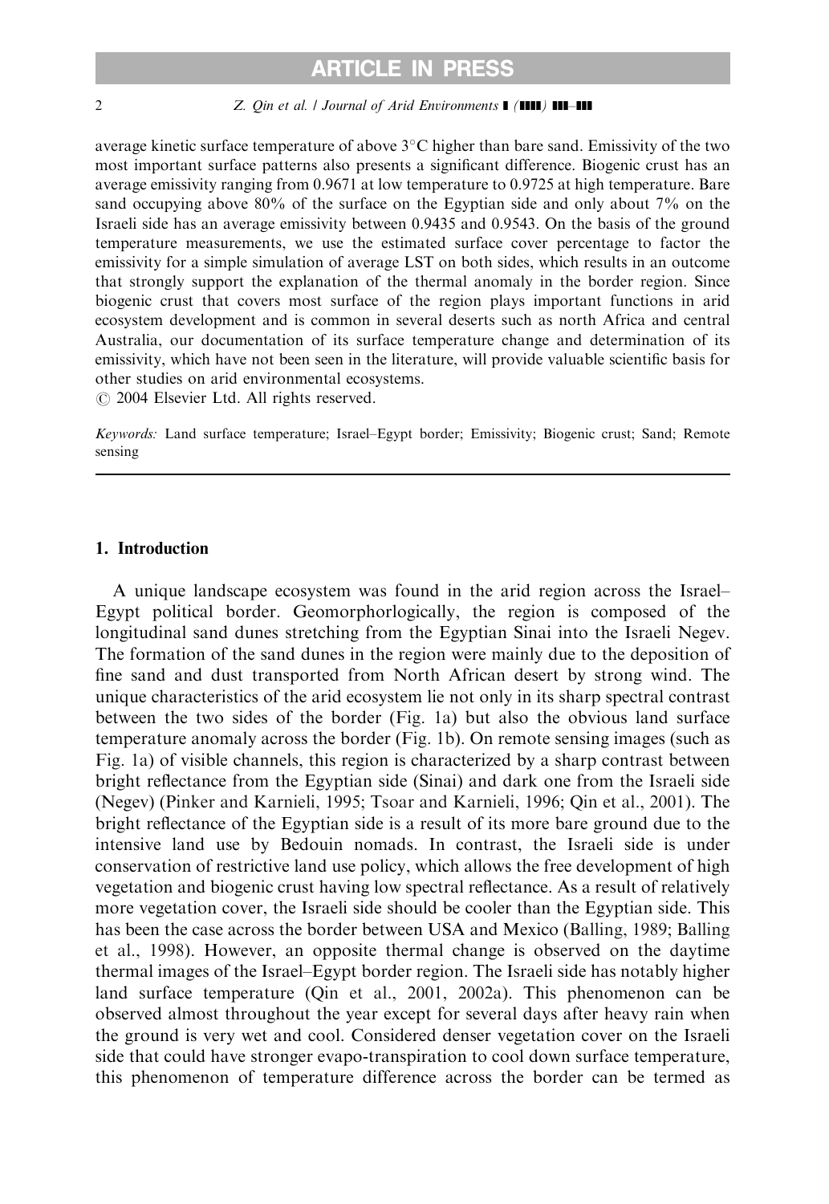average kinetic surface temperature of above 3°C higher than bare sand. Emissivity of the two most important surface patterns also presents a significant difference. Biogenic crust has an average emissivity ranging from 0.9671 at low temperature to 0.9725 at high temperature. Bare sand occupying above 80% of the surface on the Egyptian side and only about 7% on the Israeli side has an average emissivity between 0.9435 and 0.9543. On the basis of the ground temperature measurements, we use the estimated surface cover percentage to factor the emissivity for a simple simulation of average LST on both sides, which results in an outcome that strongly support the explanation of the thermal anomaly in the border region. Since biogenic crust that covers most surface of the region plays important functions in arid ecosystem development and is common in several deserts such as north Africa and central Australia, our documentation of its surface temperature change and determination of its emissivity, which have not been seen in the literature, will provide valuable scientific basis for other studies on arid environmental ecosystems.

© 2004 Elsevier Ltd. All rights reserved.

*Keywords:* Land surface temperature; Israel–Egypt border; Emissivity; Biogenic crust; Sand; Remote sensing

## 1. Introduction

A unique landscape ecosystem was found in the arid region across the Israel–Egypt political border. Geomorphorlogically, the region is composed of the longitudinal sand dunes stretching from the Egyptian Sinai into the Israeli Negev. The formation of the sand dunes in the region were mainly due to the deposition of fine sand and dust transported from North African desert by strong wind. The unique characteristics of the arid ecosystem lie not only in its sharp spectral contrast between the two sides of the border (Fig. 1a) but also the obvious land surface temperature anomaly across the border (Fig. 1b). On remote sensing images (such as Fig. 1a) of visible channels, this region is characterized by a sharp contrast between bright reflectance from the Egyptian side (Sinai) and dark one from the Israeli side (Negev) (Pinker and Karnieli, 1995; Tsoar and Karnieli, 1996; Qin et al., 2001). The bright reflectance of the Egyptian side is a result of its more bare ground due to the intensive land use by Bedouin nomads. In contrast, the Israeli side is under conservation of restrictive land use policy, which allows the free development of high vegetation and biogenic crust having low spectral reflectance. As a result of relatively more vegetation cover, the Israeli side should be cooler than the Egyptian side. This has been the case across the border between USA and Mexico (Balling, 1989; Balling et al., 1998). However, an opposite thermal change is observed on the daytime thermal images of the Israel–Egypt border region. The Israeli side has notably higher land surface temperature (Qin et al., 2001, 2002a). This phenomenon can be observed almost throughout the year except for several days after heavy rain when the ground is very wet and cool. Considered denser vegetation cover on the Israeli side that could have stronger evapo-transpiration to cool down surface temperature, this phenomenon of temperature difference across the border can be termed as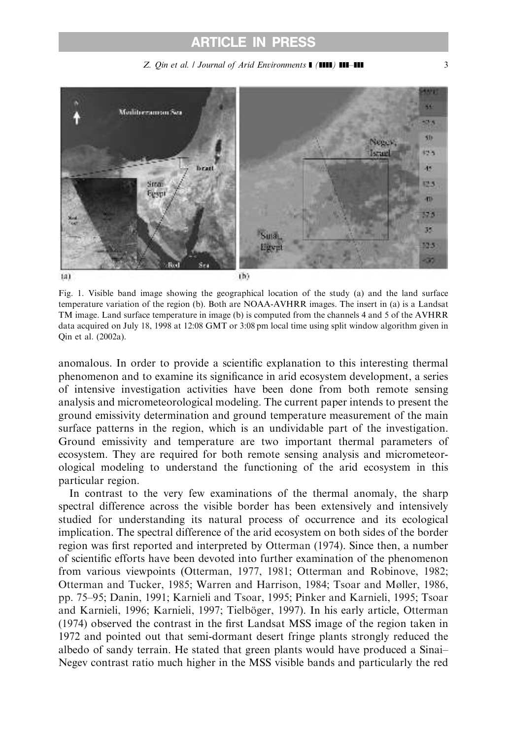Fig. 1. Visible band image showing the geographical location of the study (a) and the land surface temperature variation of the region (b). Both are NOAA-AVHRR images. The insert in (a) is a Landsat TM image. Land surface temperature in image (b) is computed from the channels 4 and 5 of the AVHRR data acquired on July 18, 1998 at 12:08 GMT or 3:08 pm local time using split window algorithm given in Qin et al. (2002a).

anomalous. In order to provide a scientific explanation to this interesting thermal phenomenon and to examine its significance in arid ecosystem development, a series of intensive investigation activities have been done from both remote sensing analysis and micrometeorological modeling. The current paper intends to present the ground emissivity determination and ground temperature measurement of the main surface patterns in the region, which is an undividable part of the investigation. Ground emissivity and temperature are two important thermal parameters of ecosystem. They are required for both remote sensing analysis and micrometeorological modeling to understand the functioning of the arid ecosystem in this particular region.

In contrast to the very few examinations of the thermal anomaly, the sharp spectral difference across the visible border has been extensively and intensively studied for understanding its natural process of occurrence and its ecological implication. The spectral difference of the arid ecosystem on both sides of the border region was first reported and interpreted by Otterman (1974). Since then, a number of scientific efforts have been devoted into further examination of the phenomenon from various viewpoints (Otterman, 1977, 1981; Otterman and Robinove, 1982; Otterman and Tucker, 1985; Warren and Harrison, 1984; Tsoar and Møller, 1986, pp. 75–95; Danin, 1991; Karnieli and Tsoar, 1995; Pinker and Karnieli, 1995; Tsoar and Karnieli, 1996; Karnieli, 1997; Tielböger, 1997). In his early article, Otterman (1974) observed the contrast in the first Landsat MSS image of the region taken in 1972 and pointed out that semi-dormant desert fringe plants strongly reduced the albedo of sandy terrain. He stated that green plants would have produced a Sinai–Negev contrast ratio much higher in the MSS visible bands and particularly the red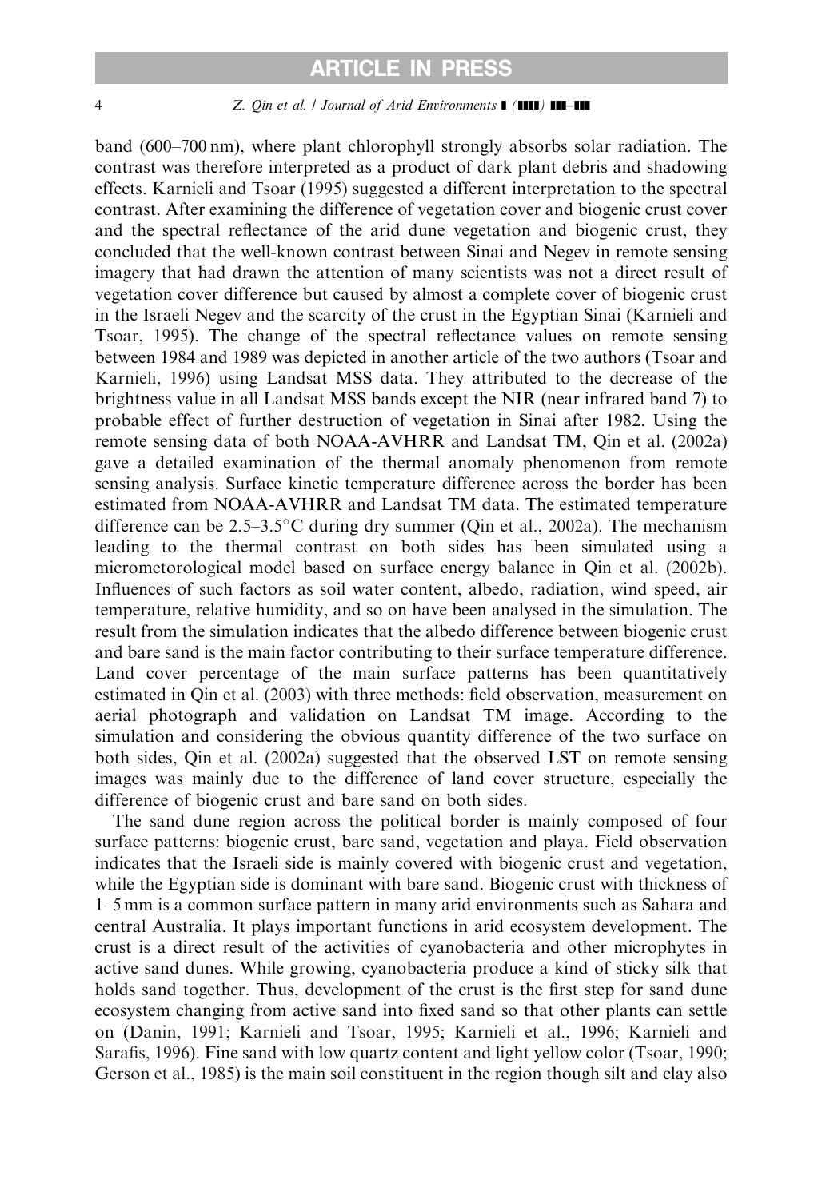band (600–700 nm), where plant chlorophyll strongly absorbs solar radiation. The contrast was therefore interpreted as a product of dark plant debris and shadowing effects. Karnieli and Tsoar (1995) suggested a different interpretation to the spectral contrast. After examining the difference of vegetation cover and biogenic crust cover and the spectral reflectance of the arid dune vegetation and biogenic crust, they concluded that the well-known contrast between Sinai and Negev in remote sensing imagery that had drawn the attention of many scientists was not a direct result of vegetation cover difference but caused by almost a complete cover of biogenic crust in the Israeli Negev and the scarcity of the crust in the Egyptian Sinai (Karnieli and Tsoar, 1995). The change of the spectral reflectance values on remote sensing between 1984 and 1989 was depicted in another article of the two authors (Tsoar and Karnieli, 1996) using Landsat MSS data. They attributed to the decrease of the brightness value in all Landsat MSS bands except the NIR (near infrared band 7) to probable effect of further destruction of vegetation in Sinai after 1982. Using the remote sensing data of both NOAA-AVHRR and Landsat TM, Qin et al. (2002a) gave a detailed examination of the thermal anomaly phenomenon from remote sensing analysis. Surface kinetic temperature difference across the border has been estimated from NOAA-AVHRR and Landsat TM data. The estimated temperature difference can be 2.5–3.5°C during dry summer (Qin et al., 2002a). The mechanism leading to the thermal contrast on both sides has been simulated using a micrometorological model based on surface energy balance in Qin et al. (2002b). Influences of such factors as soil water content, albedo, radiation, wind speed, air temperature, relative humidity, and so on have been analysed in the simulation. The result from the simulation indicates that the albedo difference between biogenic crust and bare sand is the main factor contributing to their surface temperature difference. Land cover percentage of the main surface patterns has been quantitatively estimated in Qin et al. (2003) with three methods: field observation, measurement on aerial photograph and validation on Landsat TM image. According to the simulation and considering the obvious quantity difference of the two surface on both sides, Qin et al. (2002a) suggested that the observed LST on remote sensing images was mainly due to the difference of land cover structure, especially the difference of biogenic crust and bare sand on both sides.

The sand dune region across the political border is mainly composed of four surface patterns: biogenic crust, bare sand, vegetation and playa. Field observation indicates that the Israeli side is mainly covered with biogenic crust and vegetation, while the Egyptian side is dominant with bare sand. Biogenic crust with thickness of 1–5 mm is a common surface pattern in many arid environments such as Sahara and central Australia. It plays important functions in arid ecosystem development. The crust is a direct result of the activities of cyanobacteria and other microphytes in active sand dunes. While growing, cyanobacteria produce a kind of sticky silk that holds sand together. Thus, development of the crust is the first step for sand dune ecosystem changing from active sand into fixed sand so that other plants can settle on (Danin, 1991; Karnieli and Tsoar, 1995; Karnieli et al., 1996; Karnieli and Sarafis, 1996). Fine sand with low quartz content and light yellow color (Tsoar, 1990; Gerson et al., 1985) is the main soil constituent in the region though silt and clay also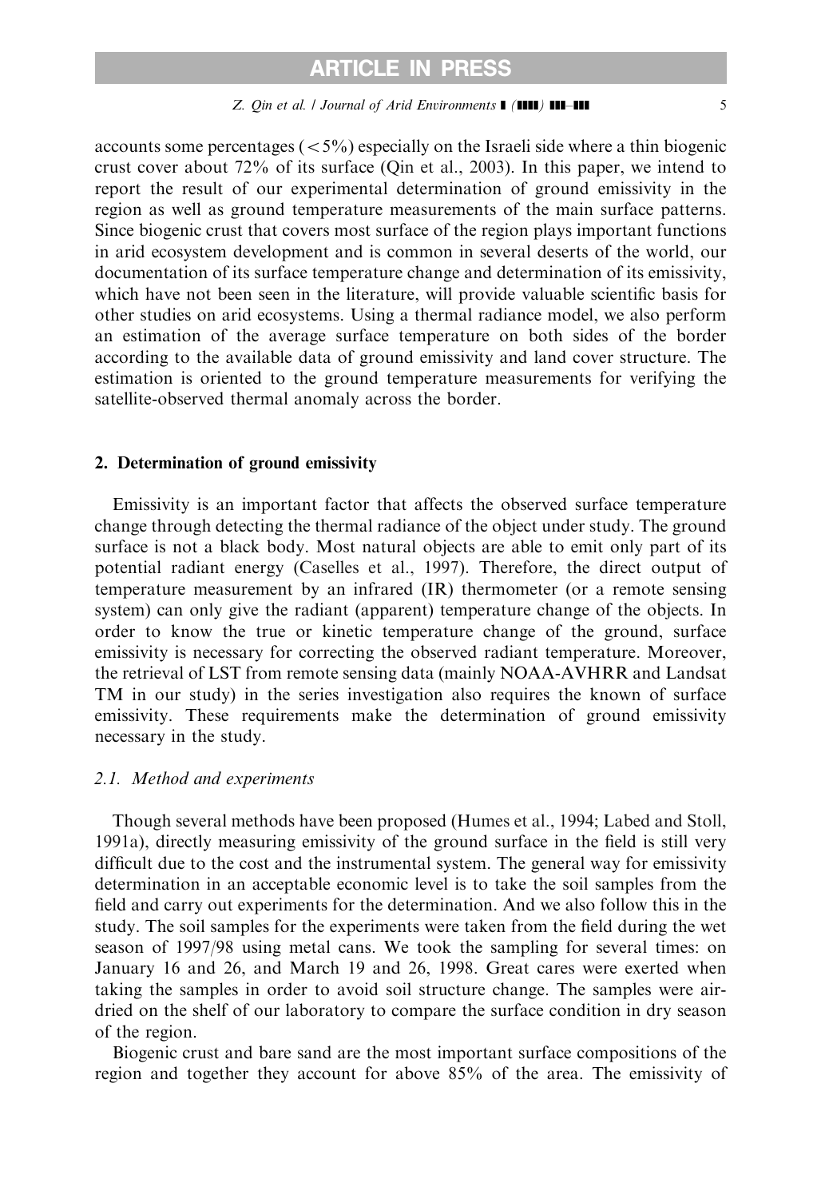accounts some percentages ($<5\%$) especially on the Israeli side where a thin biogenic crust cover about 72% of its surface (Qin et al., 2003). In this paper, we intend to report the result of our experimental determination of ground emissivity in the region as well as ground temperature measurements of the main surface patterns. Since biogenic crust that covers most surface of the region plays important functions in arid ecosystem development and is common in several deserts of the world, our documentation of its surface temperature change and determination of its emissivity, which have not been seen in the literature, will provide valuable scientific basis for other studies on arid ecosystems. Using a thermal radiance model, we also perform an estimation of the average surface temperature on both sides of the border according to the available data of ground emissivity and land cover structure. The estimation is oriented to the ground temperature measurements for verifying the satellite-observed thermal anomaly across the border.

## 2. Determination of ground emissivity

Emissivity is an important factor that affects the observed surface temperature change through detecting the thermal radiance of the object under study. The ground surface is not a black body. Most natural objects are able to emit only part of its potential radiant energy (Caselles et al., 1997). Therefore, the direct output of temperature measurement by an infrared (IR) thermometer (or a remote sensing system) can only give the radiant (apparent) temperature change of the objects. In order to know the true or kinetic temperature change of the ground, surface emissivity is necessary for correcting the observed radiant temperature. Moreover, the retrieval of LST from remote sensing data (mainly NOAA-AVHRR and Landsat TM in our study) in the series investigation also requires the known of surface emissivity. These requirements make the determination of ground emissivity necessary in the study.

### 2.1. Method and experiments

Though several methods have been proposed (Humes et al., 1994; Labed and Stoll, 1991a), directly measuring emissivity of the ground surface in the field is still very difficult due to the cost and the instrumental system. The general way for emissivity determination in an acceptable economic level is to take the soil samples from the field and carry out experiments for the determination. And we also follow this in the study. The soil samples for the experiments were taken from the field during the wet season of 1997/98 using metal cans. We took the sampling for several times: on January 16 and 26, and March 19 and 26, 1998. Great cares were exerted when taking the samples in order to avoid soil structure change. The samples were air-dried on the shelf of our laboratory to compare the surface condition in dry season of the region.

Biogenic crust and bare sand are the most important surface compositions of the region and together they account for above 85% of the area. The emissivity of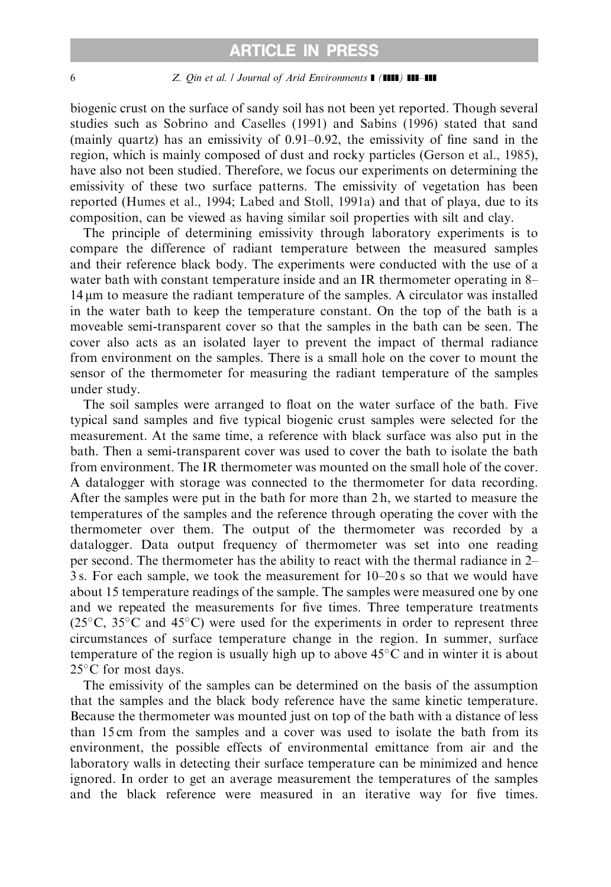biogenic crust on the surface of sandy soil has not been yet reported. Though several studies such as Sobrino and Caselles (1991) and Sabins (1996) stated that sand (mainly quartz) has an emissivity of 0.91–0.92, the emissivity of fine sand in the region, which is mainly composed of dust and rocky particles (Gerson et al., 1985), have also not been studied. Therefore, we focus our experiments on determining the emissivity of these two surface patterns. The emissivity of vegetation has been reported (Humes et al., 1994; Labed and Stoll, 1991a) and that of playa, due to its composition, can be viewed as having similar soil properties with silt and clay.

The principle of determining emissivity through laboratory experiments is to compare the difference of radiant temperature between the measured samples and their reference black body. The experiments were conducted with the use of a water bath with constant temperature inside and an IR thermometer operating in 8–14 μm to measure the radiant temperature of the samples. A circulator was installed in the water bath to keep the temperature constant. On the top of the bath is a moveable semi-transparent cover so that the samples in the bath can be seen. The cover also acts as an isolated layer to prevent the impact of thermal radiance from environment on the samples. There is a small hole on the cover to mount the sensor of the thermometer for measuring the radiant temperature of the samples under study.

The soil samples were arranged to float on the water surface of the bath. Five typical sand samples and five typical biogenic crust samples were selected for the measurement. At the same time, a reference with black surface was also put in the bath. Then a semi-transparent cover was used to cover the bath to isolate the bath from environment. The IR thermometer was mounted on the small hole of the cover. A datalogger with storage was connected to the thermometer for data recording. After the samples were put in the bath for more than 2 h, we started to measure the temperatures of the samples and the reference through operating the cover with the thermometer over them. The output of the thermometer was recorded by a datalogger. Data output frequency of thermometer was set into one reading per second. The thermometer has the ability to react with the thermal radiance in 2–3 s. For each sample, we took the measurement for 10–20 s so that we would have about 15 temperature readings of the sample. The samples were measured one by one and we repeated the measurements for five times. Three temperature treatments (25°C, 35°C and 45°C) were used for the experiments in order to represent three circumstances of surface temperature change in the region. In summer, surface temperature of the region is usually high up to above 45°C and in winter it is about 25°C for most days.

The emissivity of the samples can be determined on the basis of the assumption that the samples and the black body reference have the same kinetic temperature. Because the thermometer was mounted just on top of the bath with a distance of less than 15 cm from the samples and a cover was used to isolate the bath from its environment, the possible effects of environmental emittance from air and the laboratory walls in detecting their surface temperature can be minimized and hence ignored. In order to get an average measurement the temperatures of the samples and the black reference were measured in an iterative way for five times.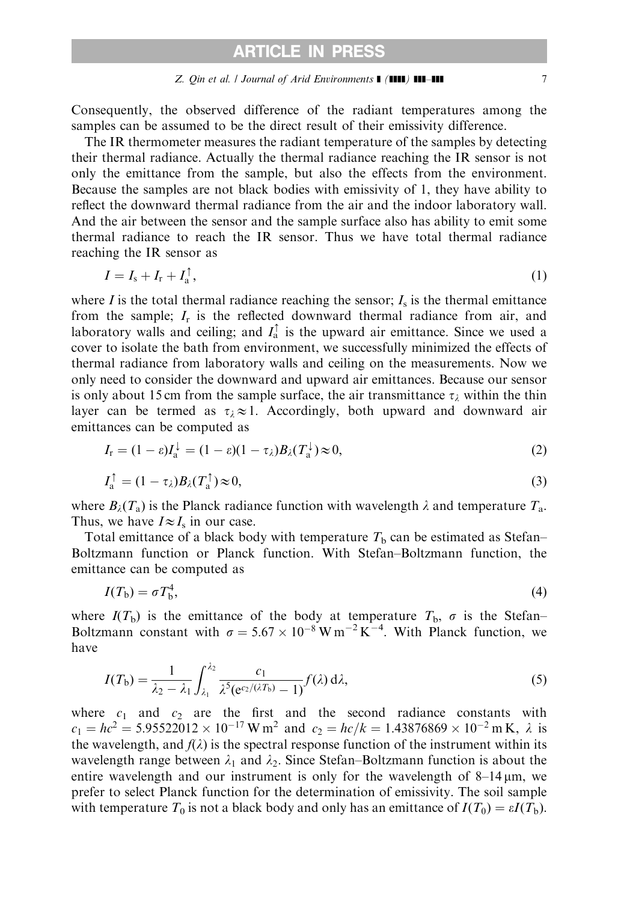Consequently, the observed difference of the radiant temperatures among the samples can be assumed to be the direct result of their emissivity difference.

The IR thermometer measures the radiant temperature of the samples by detecting their thermal radiance. Actually the thermal radiance reaching the IR sensor is not only the emittance from the sample, but also the effects from the environment. Because the samples are not black bodies with emissivity of 1, they have ability to reflect the downward thermal radiance from the air and the indoor laboratory wall. And the air between the sensor and the sample surface also has ability to emit some thermal radiance to reach the IR sensor. Thus we have total thermal radiance reaching the IR sensor as

$$I = I_s + I_r + I_a^{\uparrow}, \tag{1}$$

where $I$ is the total thermal radiance reaching the sensor; $I_s$ is the thermal emittance from the sample; $I_r$ is the reflected downward thermal radiance from air, and laboratory walls and ceiling; and $I_a^{\uparrow}$ is the upward air emittance. Since we used a cover to isolate the bath from environment, we successfully minimized the effects of thermal radiance from laboratory walls and ceiling on the measurements. Now we only need to consider the downward and upward air emittances. Because our sensor is only about 15 cm from the sample surface, the air transmittance $\tau_\lambda$ within the thin layer can be termed as $\tau_\lambda \approx 1$. Accordingly, both upward and downward air emittances can be computed as

$$I_r = (1-\varepsilon)I_a^{\downarrow} = (1-\varepsilon)(1-\tau_\lambda)B_\lambda(T_a^{\downarrow}) \approx 0, \tag{2}$$

$$I_a^{\uparrow} = (1-\tau_\lambda)B_\lambda(T_a^{\uparrow}) \approx 0, \tag{3}$$

where $B_\lambda(T_a)$ is the Planck radiance function with wavelength $\lambda$ and temperature $T_a$. Thus, we have $I \approx I_s$ in our case.

Total emittance of a black body with temperature $T_b$ can be estimated as Stefan–Boltzmann function or Planck function. With Stefan–Boltzmann function, the emittance can be computed as

$$I(T_b) = \sigma T_b^4, \tag{4}$$

where $I(T_b)$ is the emittance of the body at temperature $T_b$, $\sigma$ is the Stefan–Boltzmann constant with $\sigma = 5.67 \times 10^{-8}\,\mathrm{W\,m^{-2}\,K^{-4}}$. With Planck function, we have

$$I(T_b) = \frac{1}{\lambda_2 - \lambda_1}\int_{\lambda_1}^{\lambda_2} \frac{c_1}{\lambda^5(e^{c_2/(\lambda T_b)} - 1)} f(\lambda)\,d\lambda, \tag{5}$$

where $c_1$ and $c_2$ are the first and the second radiance constants with $c_1 = hc^2 = 5.95522012 \times 10^{-17}\,\mathrm{W\,m^2}$ and $c_2 = hc/k = 1.43876869 \times 10^{-2}\,\mathrm{m\,K}$, $\lambda$ is the wavelength, and $f(\lambda)$ is the spectral response function of the instrument within its wavelength range between $\lambda_1$ and $\lambda_2$. Since Stefan–Boltzmann function is about the entire wavelength and our instrument is only for the wavelength of 8–14 μm, we prefer to select Planck function for the determination of emissivity. The soil sample with temperature $T_0$ is not a black body and only has an emittance of $I(T_0) = \varepsilon I(T_b)$.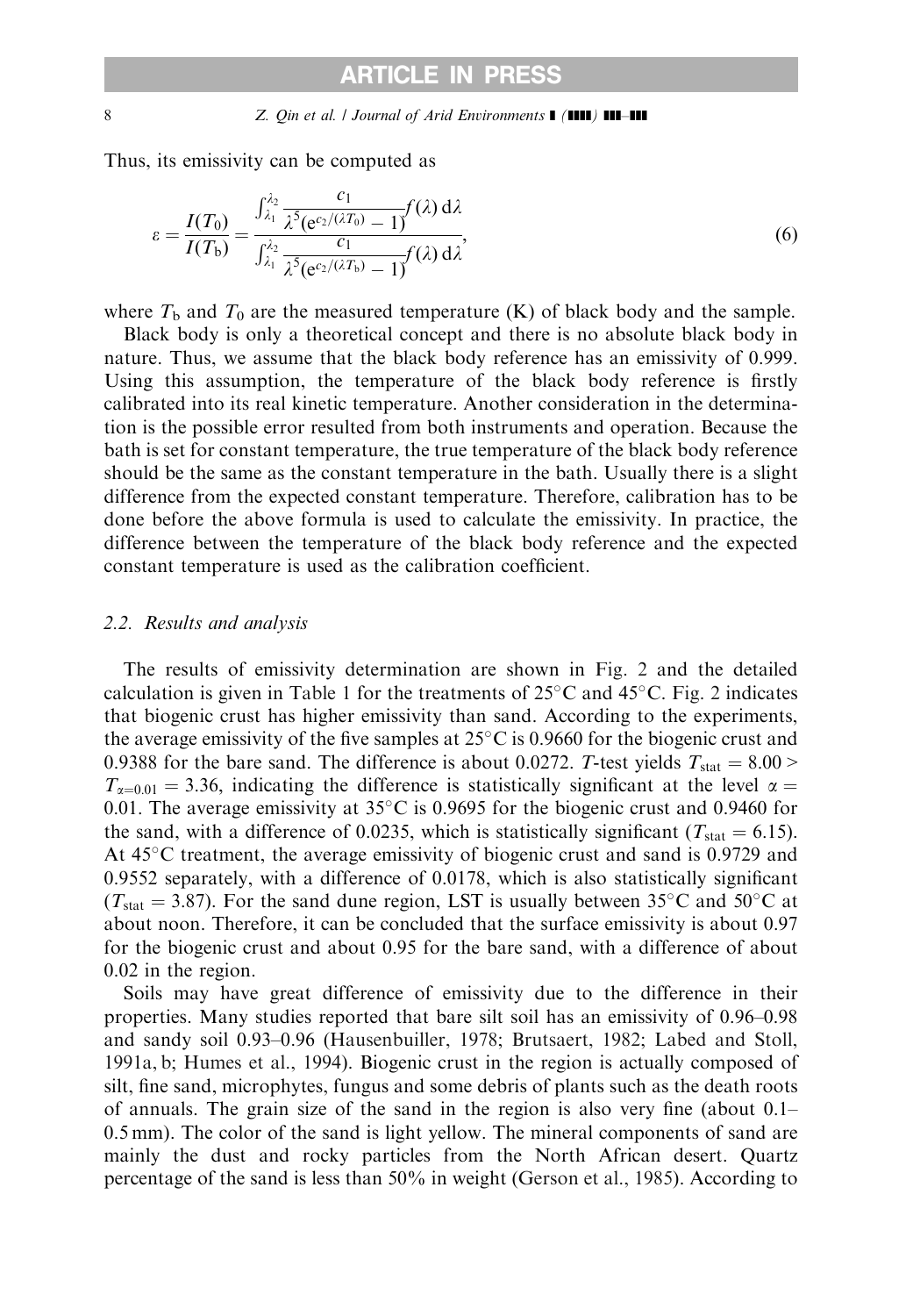Thus, its emissivity can be computed as

$$\varepsilon = \frac{I(T_0)}{I(T_b)} = \frac{\int_{\lambda_1}^{\lambda_2} \frac{c_1}{\lambda^5 (e^{c_2/(\lambda T_0)} - 1)} f(\lambda)\, d\lambda}{\int_{\lambda_1}^{\lambda_2} \frac{c_1}{\lambda^5 (e^{c_2/(\lambda T_b)} - 1)} f(\lambda)\, d\lambda}, \tag{6}$$

where $T_b$ and $T_0$ are the measured temperature (K) of black body and the sample.

Black body is only a theoretical concept and there is no absolute black body in nature. Thus, we assume that the black body reference has an emissivity of 0.999. Using this assumption, the temperature of the black body reference is firstly calibrated into its real kinetic temperature. Another consideration in the determination is the possible error resulted from both instruments and operation. Because the bath is set for constant temperature, the true temperature of the black body reference should be the same as the constant temperature in the bath. Usually there is a slight difference from the expected constant temperature. Therefore, calibration has to be done before the above formula is used to calculate the emissivity. In practice, the difference between the temperature of the black body reference and the expected constant temperature is used as the calibration coefficient.

### 2.2. Results and analysis

The results of emissivity determination are shown in Fig. 2 and the detailed calculation is given in Table 1 for the treatments of 25°C and 45°C. Fig. 2 indicates that biogenic crust has higher emissivity than sand. According to the experiments, the average emissivity of the five samples at 25°C is 0.9660 for the biogenic crust and 0.9388 for the bare sand. The difference is about 0.0272. *T*-test yields $T_{\text{stat}} = 8.00 > T_{\alpha=0.01} = 3.36$, indicating the difference is statistically significant at the level $\alpha = 0.01$. The average emissivity at 35°C is 0.9695 for the biogenic crust and 0.9460 for the sand, with a difference of 0.0235, which is statistically significant ($T_{\text{stat}} = 6.15$). At 45°C treatment, the average emissivity of biogenic crust and sand is 0.9729 and 0.9552 separately, with a difference of 0.0178, which is also statistically significant ($T_{\text{stat}} = 3.87$). For the sand dune region, LST is usually between 35°C and 50°C at about noon. Therefore, it can be concluded that the surface emissivity is about 0.97 for the biogenic crust and about 0.95 for the bare sand, with a difference of about 0.02 in the region.

Soils may have great difference of emissivity due to the difference in their properties. Many studies reported that bare silt soil has an emissivity of 0.96–0.98 and sandy soil 0.93–0.96 (Hausenbuiller, 1978; Brutsaert, 1982; Labed and Stoll, 1991a, b; Humes et al., 1994). Biogenic crust in the region is actually composed of silt, fine sand, microphytes, fungus and some debris of plants such as the death roots of annuals. The grain size of the sand in the region is also very fine (about 0.1–0.5 mm). The color of the sand is light yellow. The mineral components of sand are mainly the dust and rocky particles from the North African desert. Quartz percentage of the sand is less than 50% in weight (Gerson et al., 1985). According to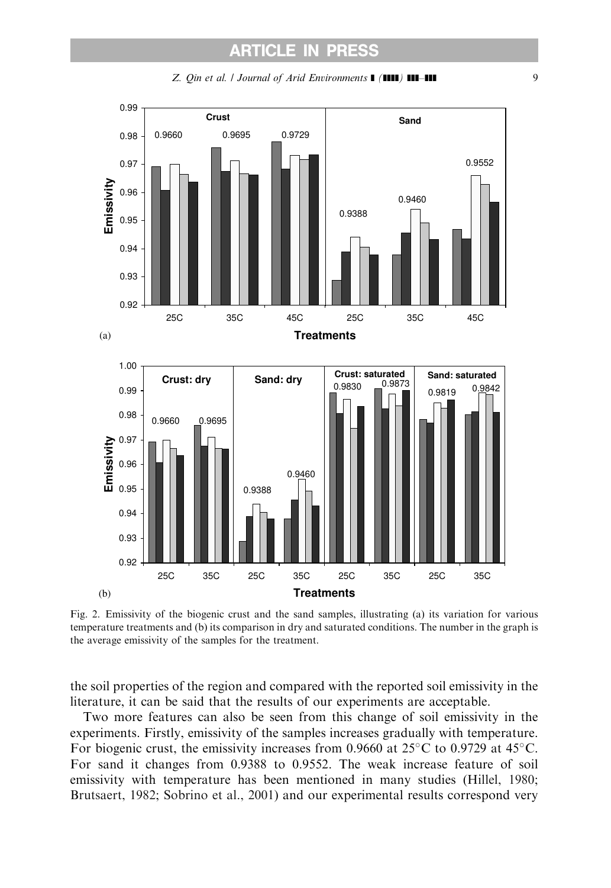Fig. 2. Emissivity of the biogenic crust and the sand samples, illustrating (a) its variation for various temperature treatments and (b) its comparison in dry and saturated conditions. The number in the graph is the average emissivity of the samples for the treatment.

the soil properties of the region and compared with the reported soil emissivity in the literature, it can be said that the results of our experiments are acceptable.

Two more features can also be seen from this change of soil emissivity in the experiments. Firstly, emissivity of the samples increases gradually with temperature. For biogenic crust, the emissivity increases from 0.9660 at 25 °C to 0.9729 at 45 °C. For sand it changes from 0.9388 to 0.9552. The weak increase feature of soil emissivity with temperature has been mentioned in many studies (Hillel, 1980; Brutsaert, 1982; Sobrino et al., 2001) and our experimental results correspond very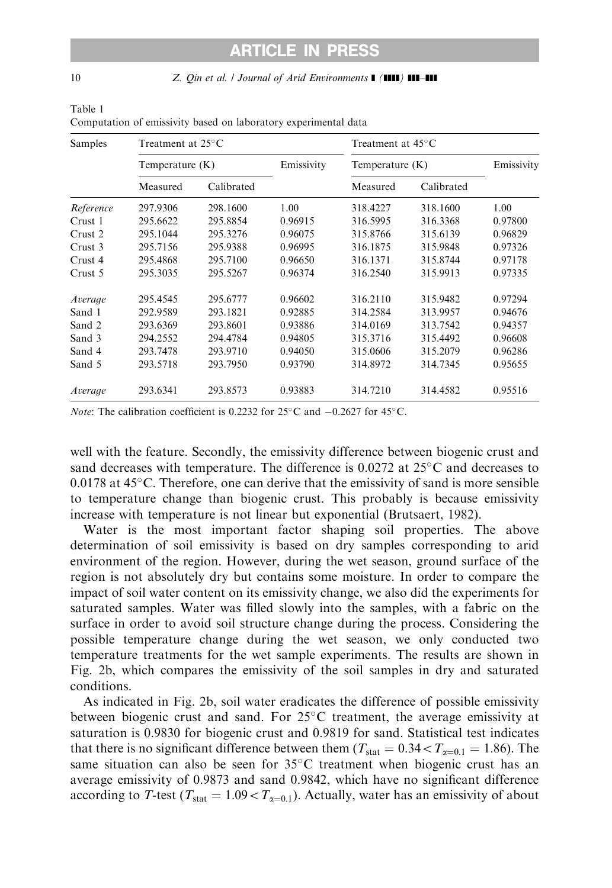Table 1
Computation of emissivity based on laboratory experimental data

| Samples | Treatment at 25°C | | | Treatment at 45°C | | |
|---|---|---|---|---|---|---|
| | Temperature (K) | | Emissivity | Temperature (K) | | Emissivity |
| | Measured | Calibrated | | Measured | Calibrated | |
| *Reference* | 297.9306 | 298.1600 | 1.00 | 318.4227 | 318.1600 | 1.00 |
| Crust 1 | 295.6622 | 295.8854 | 0.96915 | 316.5995 | 316.3368 | 0.97800 |
| Crust 2 | 295.1044 | 295.3276 | 0.96075 | 315.8766 | 315.6139 | 0.96829 |
| Crust 3 | 295.7156 | 295.9388 | 0.96995 | 316.1875 | 315.9848 | 0.97326 |
| Crust 4 | 295.4868 | 295.7100 | 0.96650 | 316.1371 | 315.8744 | 0.97178 |
| Crust 5 | 295.3035 | 295.5267 | 0.96374 | 316.2540 | 315.9913 | 0.97335 |
| *Average* | 295.4545 | 295.6777 | 0.96602 | 316.2110 | 315.9482 | 0.97294 |
| Sand 1 | 292.9589 | 293.1821 | 0.92885 | 314.2584 | 313.9957 | 0.94676 |
| Sand 2 | 293.6369 | 293.8601 | 0.93886 | 314.0169 | 313.7542 | 0.94357 |
| Sand 3 | 294.2552 | 294.4784 | 0.94805 | 315.3716 | 315.4492 | 0.96608 |
| Sand 4 | 293.7478 | 293.9710 | 0.94050 | 315.0606 | 315.2079 | 0.96286 |
| Sand 5 | 293.5718 | 293.7950 | 0.93790 | 314.8972 | 314.7345 | 0.95655 |
| *Average* | 293.6341 | 293.8573 | 0.93883 | 314.7210 | 314.4582 | 0.95516 |

*Note*: The calibration coefficient is 0.2232 for 25°C and −0.2627 for 45°C.

well with the feature. Secondly, the emissivity difference between biogenic crust and sand decreases with temperature. The difference is 0.0272 at 25°C and decreases to 0.0178 at 45°C. Therefore, one can derive that the emissivity of sand is more sensible to temperature change than biogenic crust. This probably is because emissivity increase with temperature is not linear but exponential (Brutsaert, 1982).

Water is the most important factor shaping soil properties. The above determination of soil emissivity is based on dry samples corresponding to arid environment of the region. However, during the wet season, ground surface of the region is not absolutely dry but contains some moisture. In order to compare the impact of soil water content on its emissivity change, we also did the experiments for saturated samples. Water was filled slowly into the samples, with a fabric on the surface in order to avoid soil structure change during the process. Considering the possible temperature change during the wet season, we only conducted two temperature treatments for the wet sample experiments. The results are shown in Fig. 2b, which compares the emissivity of the soil samples in dry and saturated conditions.

As indicated in Fig. 2b, soil water eradicates the difference of possible emissivity between biogenic crust and sand. For 25°C treatment, the average emissivity at saturation is 0.9830 for biogenic crust and 0.9819 for sand. Statistical test indicates that there is no significant difference between them ($T_{\text{stat}} = 0.34 < T_{\alpha=0.1} = 1.86$). The same situation can also be seen for 35°C treatment when biogenic crust has an average emissivity of 0.9873 and sand 0.9842, which have no significant difference according to *T*-test ($T_{\text{stat}} = 1.09 < T_{\alpha=0.1}$). Actually, water has an emissivity of about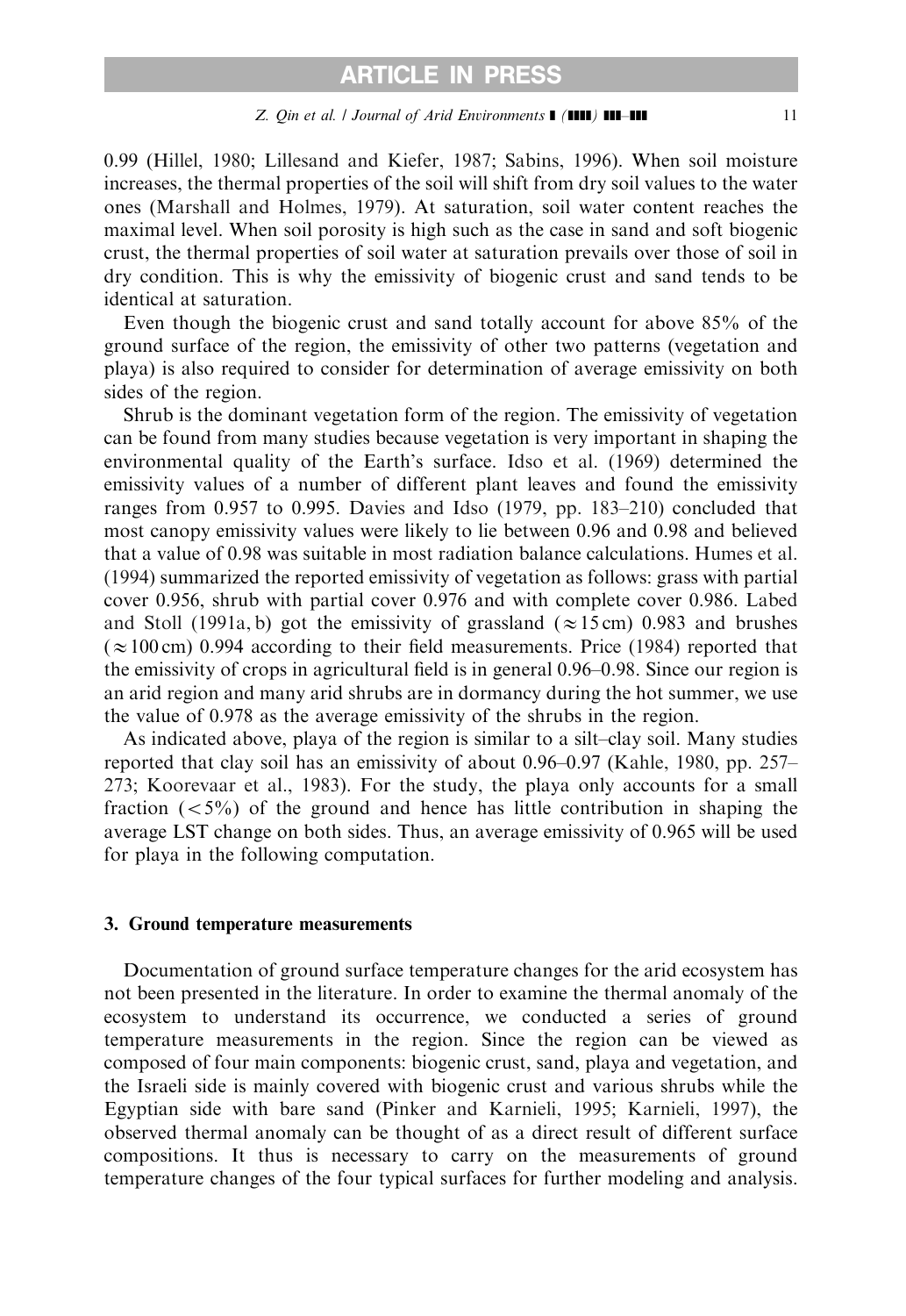0.99 (Hillel, 1980; Lillesand and Kiefer, 1987; Sabins, 1996). When soil moisture increases, the thermal properties of the soil will shift from dry soil values to the water ones (Marshall and Holmes, 1979). At saturation, soil water content reaches the maximal level. When soil porosity is high such as the case in sand and soft biogenic crust, the thermal properties of soil water at saturation prevails over those of soil in dry condition. This is why the emissivity of biogenic crust and sand tends to be identical at saturation.

Even though the biogenic crust and sand totally account for above 85% of the ground surface of the region, the emissivity of other two patterns (vegetation and playa) is also required to consider for determination of average emissivity on both sides of the region.

Shrub is the dominant vegetation form of the region. The emissivity of vegetation can be found from many studies because vegetation is very important in shaping the environmental quality of the Earth's surface. Idso et al. (1969) determined the emissivity values of a number of different plant leaves and found the emissivity ranges from 0.957 to 0.995. Davies and Idso (1979, pp. 183–210) concluded that most canopy emissivity values were likely to lie between 0.96 and 0.98 and believed that a value of 0.98 was suitable in most radiation balance calculations. Humes et al. (1994) summarized the reported emissivity of vegetation as follows: grass with partial cover 0.956, shrub with partial cover 0.976 and with complete cover 0.986. Labed and Stoll (1991a, b) got the emissivity of grassland ($\approx$15 cm) 0.983 and brushes ($\approx$100 cm) 0.994 according to their field measurements. Price (1984) reported that the emissivity of crops in agricultural field is in general 0.96–0.98. Since our region is an arid region and many arid shrubs are in dormancy during the hot summer, we use the value of 0.978 as the average emissivity of the shrubs in the region.

As indicated above, playa of the region is similar to a silt–clay soil. Many studies reported that clay soil has an emissivity of about 0.96–0.97 (Kahle, 1980, pp. 257–273; Koorevaar et al., 1983). For the study, the playa only accounts for a small fraction ($<5\%$) of the ground and hence has little contribution in shaping the average LST change on both sides. Thus, an average emissivity of 0.965 will be used for playa in the following computation.

## 3. Ground temperature measurements

Documentation of ground surface temperature changes for the arid ecosystem has not been presented in the literature. In order to examine the thermal anomaly of the ecosystem to understand its occurrence, we conducted a series of ground temperature measurements in the region. Since the region can be viewed as composed of four main components: biogenic crust, sand, playa and vegetation, and the Israeli side is mainly covered with biogenic crust and various shrubs while the Egyptian side with bare sand (Pinker and Karnieli, 1995; Karnieli, 1997), the observed thermal anomaly can be thought of as a direct result of different surface compositions. It thus is necessary to carry on the measurements of ground temperature changes of the four typical surfaces for further modeling and analysis.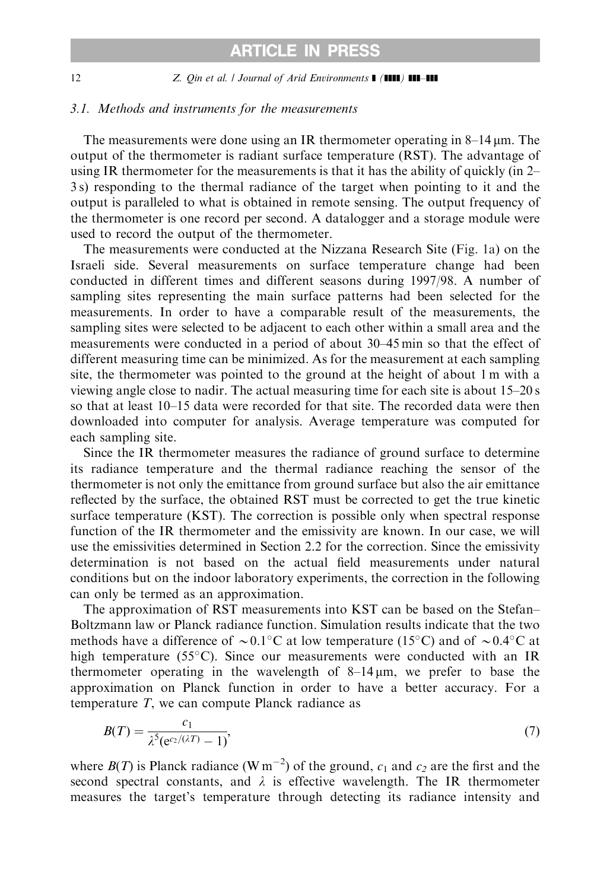### 3.1. Methods and instruments for the measurements

The measurements were done using an IR thermometer operating in 8–14 μm. The output of the thermometer is radiant surface temperature (RST). The advantage of using IR thermometer for the measurements is that it has the ability of quickly (in 2–3 s) responding to the thermal radiance of the target when pointing to it and the output is paralleled to what is obtained in remote sensing. The output frequency of the thermometer is one record per second. A datalogger and a storage module were used to record the output of the thermometer.

The measurements were conducted at the Nizzana Research Site (Fig. 1a) on the Israeli side. Several measurements on surface temperature change had been conducted in different times and different seasons during 1997/98. A number of sampling sites representing the main surface patterns had been selected for the measurements. In order to have a comparable result of the measurements, the sampling sites were selected to be adjacent to each other within a small area and the measurements were conducted in a period of about 30–45 min so that the effect of different measuring time can be minimized. As for the measurement at each sampling site, the thermometer was pointed to the ground at the height of about 1 m with a viewing angle close to nadir. The actual measuring time for each site is about 15–20 s so that at least 10–15 data were recorded for that site. The recorded data were then downloaded into computer for analysis. Average temperature was computed for each sampling site.

Since the IR thermometer measures the radiance of ground surface to determine its radiance temperature and the thermal radiance reaching the sensor of the thermometer is not only the emittance from ground surface but also the air emittance reflected by the surface, the obtained RST must be corrected to get the true kinetic surface temperature (KST). The correction is possible only when spectral response function of the IR thermometer and the emissivity are known. In our case, we will use the emissivities determined in Section 2.2 for the correction. Since the emissivity determination is not based on the actual field measurements under natural conditions but on the indoor laboratory experiments, the correction in the following can only be termed as an approximation.

The approximation of RST measurements into KST can be based on the Stefan–Boltzmann law or Planck radiance function. Simulation results indicate that the two methods have a difference of ~0.1°C at low temperature (15°C) and of ~0.4°C at high temperature (55°C). Since our measurements were conducted with an IR thermometer operating in the wavelength of 8–14 μm, we prefer to base the approximation on Planck function in order to have a better accuracy. For a temperature $T$, we can compute Planck radiance as

$$B(T) = \frac{c_1}{\lambda^5 (e^{c_2/(\lambda T)} - 1)}, \tag{7}$$

where $B(T)$ is Planck radiance ($W\,m^{-2}$) of the ground, $c_1$ and $c_2$ are the first and the second spectral constants, and $\lambda$ is effective wavelength. The IR thermometer measures the target's temperature through detecting its radiance intensity and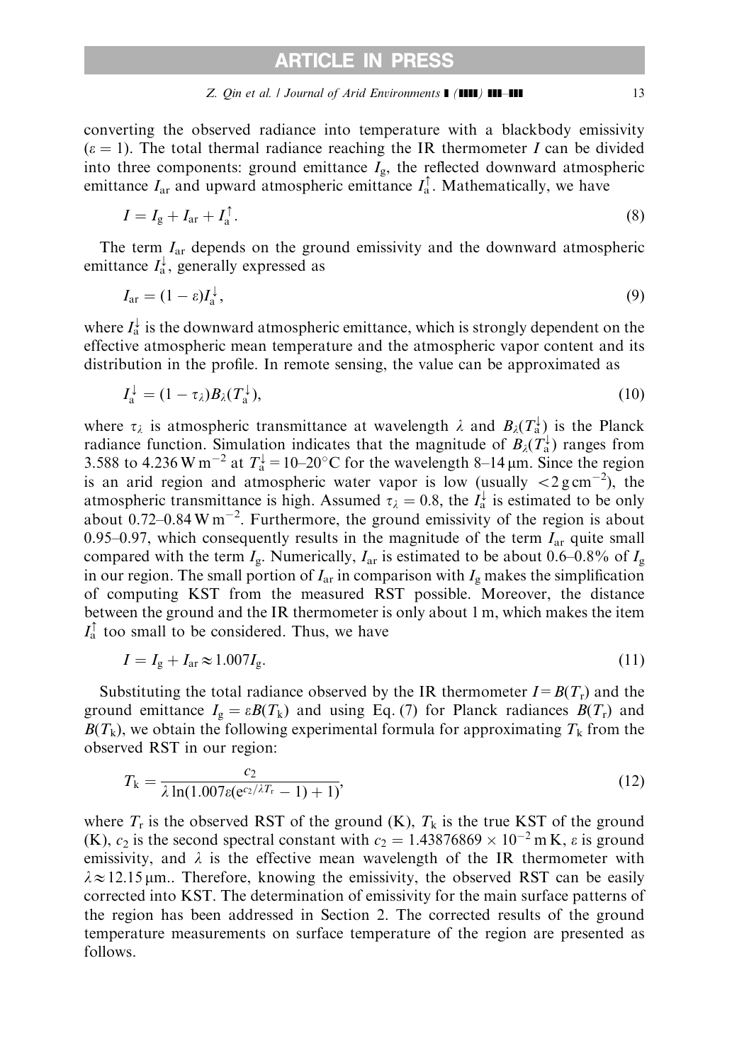converting the observed radiance into temperature with a blackbody emissivity ($\varepsilon = 1$). The total thermal radiance reaching the IR thermometer $I$ can be divided into three components: ground emittance $I_g$, the reflected downward atmospheric emittance $I_{ar}$ and upward atmospheric emittance $I_a^{\uparrow}$. Mathematically, we have

$$I = I_g + I_{ar} + I_a^{\uparrow}. \tag{8}$$

The term $I_{ar}$ depends on the ground emissivity and the downward atmospheric emittance $I_a^{\downarrow}$, generally expressed as

$$I_{ar} = (1 - \varepsilon)I_a^{\downarrow}, \tag{9}$$

where $I_a^{\downarrow}$ is the downward atmospheric emittance, which is strongly dependent on the effective atmospheric mean temperature and the atmospheric vapor content and its distribution in the profile. In remote sensing, the value can be approximated as

$$I_a^{\downarrow} = (1 - \tau_\lambda)B_\lambda(T_a^{\downarrow}), \tag{10}$$

where $\tau_\lambda$ is atmospheric transmittance at wavelength $\lambda$ and $B_\lambda(T_a^{\downarrow})$ is the Planck radiance function. Simulation indicates that the magnitude of $B_\lambda(T_a^{\downarrow})$ ranges from 3.588 to 4.236 W m$^{-2}$ at $T_a^{\downarrow} = 10$–$20\,^\circ$C for the wavelength 8–14 μm. Since the region is an arid region and atmospheric water vapor is low (usually $<2$ g cm$^{-2}$), the atmospheric transmittance is high. Assumed $\tau_\lambda = 0.8$, the $I_a^{\downarrow}$ is estimated to be only about 0.72–0.84 W m$^{-2}$. Furthermore, the ground emissivity of the region is about 0.95–0.97, which consequently results in the magnitude of the term $I_{ar}$ quite small compared with the term $I_g$. Numerically, $I_{ar}$ is estimated to be about 0.6–0.8% of $I_g$ in our region. The small portion of $I_{ar}$ in comparison with $I_g$ makes the simplification of computing KST from the measured RST possible. Moreover, the distance between the ground and the IR thermometer is only about 1 m, which makes the item $I_a^{\uparrow}$ too small to be considered. Thus, we have

$$I = I_g + I_{ar} \approx 1.007 I_g. \tag{11}$$

Substituting the total radiance observed by the IR thermometer $I = B(T_r)$ and the ground emittance $I_g = \varepsilon B(T_k)$ and using Eq. (7) for Planck radiances $B(T_r)$ and $B(T_k)$, we obtain the following experimental formula for approximating $T_k$ from the observed RST in our region:

$$T_k = \frac{c_2}{\lambda \ln(1.007\varepsilon(e^{c_2/\lambda T_r} - 1) + 1)}, \tag{12}$$

where $T_r$ is the observed RST of the ground (K), $T_k$ is the true KST of the ground (K), $c_2$ is the second spectral constant with $c_2 = 1.43876869 \times 10^{-2}$ m K, $\varepsilon$ is ground emissivity, and $\lambda$ is the effective mean wavelength of the IR thermometer with $\lambda \approx 12.15$ μm.. Therefore, knowing the emissivity, the observed RST can be easily corrected into KST. The determination of emissivity for the main surface patterns of the region has been addressed in Section 2. The corrected results of the ground temperature measurements on surface temperature of the region are presented as follows.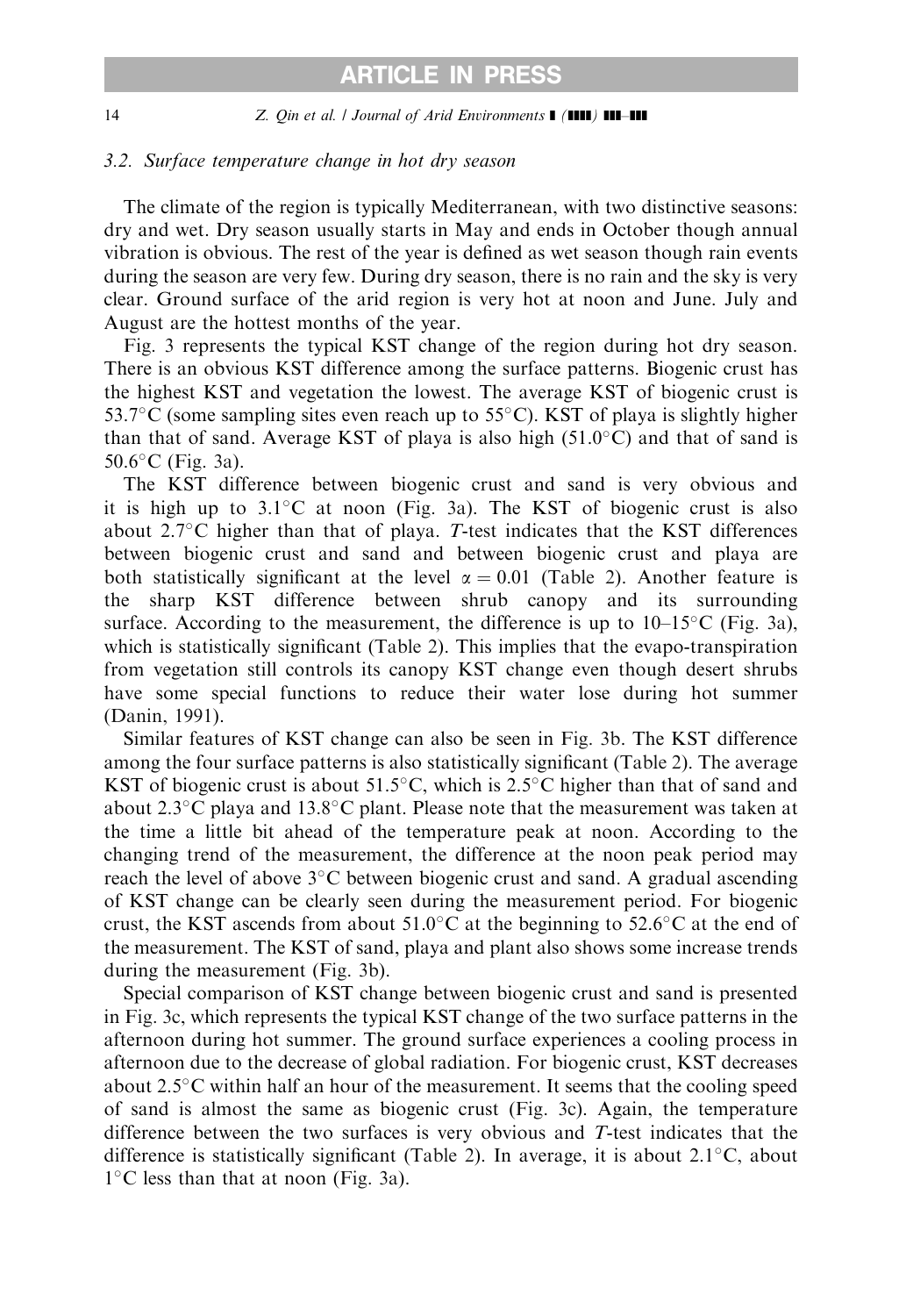### 3.2. Surface temperature change in hot dry season

The climate of the region is typically Mediterranean, with two distinctive seasons: dry and wet. Dry season usually starts in May and ends in October though annual vibration is obvious. The rest of the year is defined as wet season though rain events during the season are very few. During dry season, there is no rain and the sky is very clear. Ground surface of the arid region is very hot at noon and June. July and August are the hottest months of the year.

Fig. 3 represents the typical KST change of the region during hot dry season. There is an obvious KST difference among the surface patterns. Biogenic crust has the highest KST and vegetation the lowest. The average KST of biogenic crust is 53.7°C (some sampling sites even reach up to 55°C). KST of playa is slightly higher than that of sand. Average KST of playa is also high (51.0°C) and that of sand is 50.6°C (Fig. 3a).

The KST difference between biogenic crust and sand is very obvious and it is high up to 3.1°C at noon (Fig. 3a). The KST of biogenic crust is also about 2.7°C higher than that of playa. *T*-test indicates that the KST differences between biogenic crust and sand and between biogenic crust and playa are both statistically significant at the level $\alpha = 0.01$ (Table 2). Another feature is the sharp KST difference between shrub canopy and its surrounding surface. According to the measurement, the difference is up to 10–15°C (Fig. 3a), which is statistically significant (Table 2). This implies that the evapo-transpiration from vegetation still controls its canopy KST change even though desert shrubs have some special functions to reduce their water lose during hot summer (Danin, 1991).

Similar features of KST change can also be seen in Fig. 3b. The KST difference among the four surface patterns is also statistically significant (Table 2). The average KST of biogenic crust is about 51.5°C, which is 2.5°C higher than that of sand and about 2.3°C playa and 13.8°C plant. Please note that the measurement was taken at the time a little bit ahead of the temperature peak at noon. According to the changing trend of the measurement, the difference at the noon peak period may reach the level of above 3°C between biogenic crust and sand. A gradual ascending of KST change can be clearly seen during the measurement period. For biogenic crust, the KST ascends from about 51.0°C at the beginning to 52.6°C at the end of the measurement. The KST of sand, playa and plant also shows some increase trends during the measurement (Fig. 3b).

Special comparison of KST change between biogenic crust and sand is presented in Fig. 3c, which represents the typical KST change of the two surface patterns in the afternoon during hot summer. The ground surface experiences a cooling process in afternoon due to the decrease of global radiation. For biogenic crust, KST decreases about 2.5°C within half an hour of the measurement. It seems that the cooling speed of sand is almost the same as biogenic crust (Fig. 3c). Again, the temperature difference between the two surfaces is very obvious and *T*-test indicates that the difference is statistically significant (Table 2). In average, it is about 2.1°C, about 1°C less than that at noon (Fig. 3a).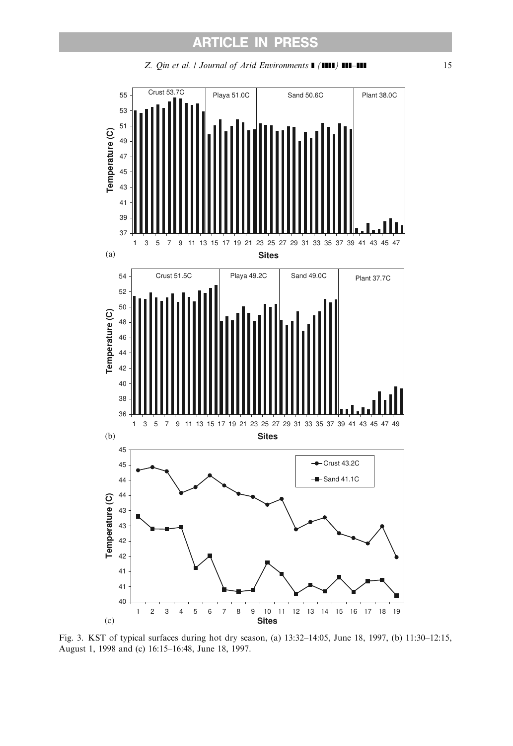Fig. 3. KST of typical surfaces during hot dry season, (a) 13:32–14:05, June 18, 1997, (b) 11:30–12:15, August 1, 1998 and (c) 16:15–16:48, June 18, 1997.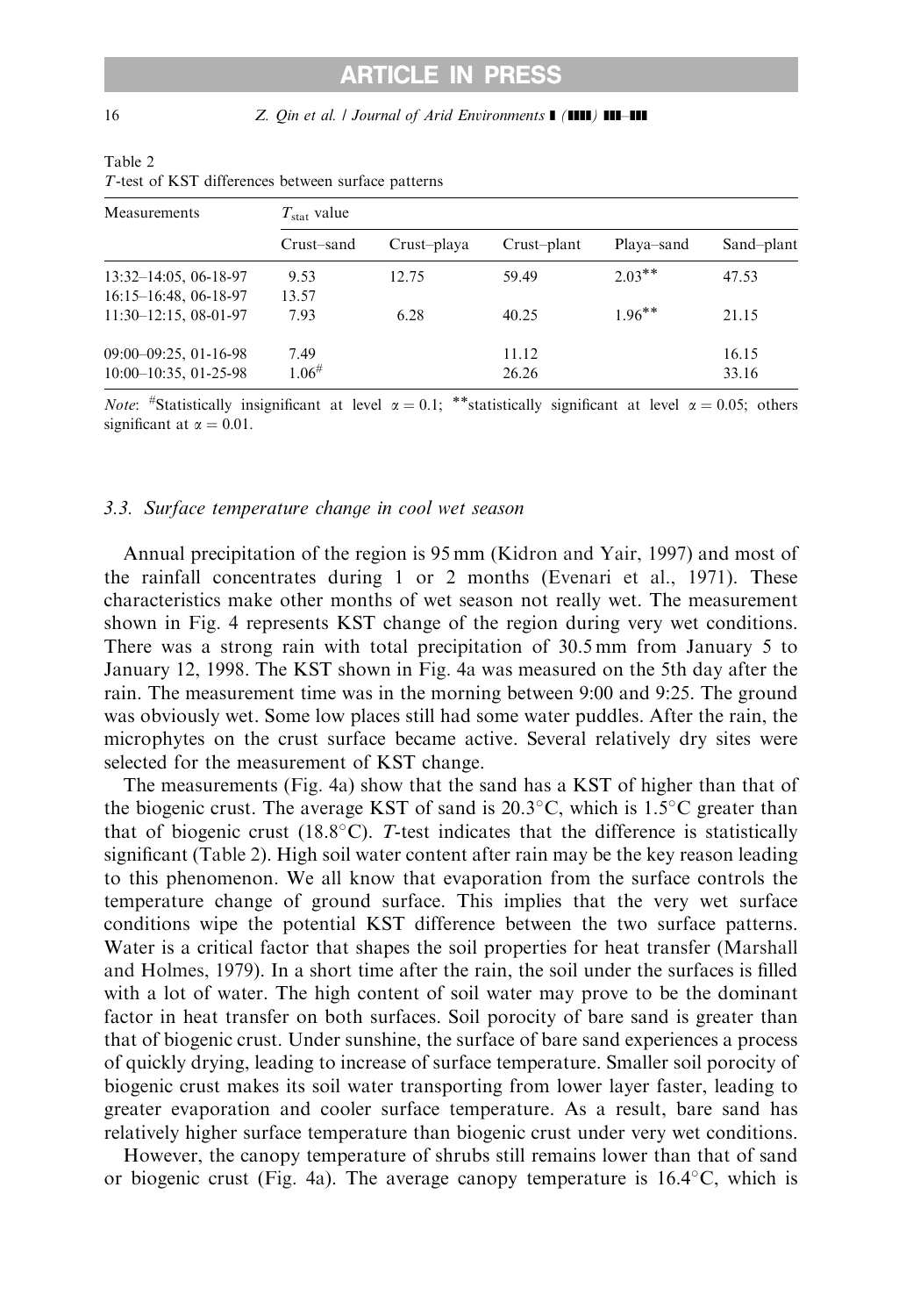Table 2
*T*-test of KST differences between surface patterns

| Measurements | $T_{stat}$ value | | | | |
|---|---|---|---|---|---|
| | Crust–sand | Crust–playa | Crust–plant | Playa–sand | Sand–plant |
| 13:32–14:05, 06-18-97 | 9.53 | 12.75 | 59.49 | 2.03** | 47.53 |
| 16:15–16:48, 06-18-97 | 13.57 | | | | |
| 11:30–12:15, 08-01-97 | 7.93 | 6.28 | 40.25 | 1.96** | 21.15 |
| 09:00–09:25, 01-16-98 | 7.49 | | 11.12 | | 16.15 |
| 10:00–10:35, 01-25-98 | 1.06# | | 26.26 | | 33.16 |

*Note*: #Statistically insignificant at level $\alpha = 0.1$; **statistically significant at level $\alpha = 0.05$; others significant at $\alpha = 0.01$.

### 3.3. Surface temperature change in cool wet season

Annual precipitation of the region is 95 mm (Kidron and Yair, 1997) and most of the rainfall concentrates during 1 or 2 months (Evenari et al., 1971). These characteristics make other months of wet season not really wet. The measurement shown in Fig. 4 represents KST change of the region during very wet conditions. There was a strong rain with total precipitation of 30.5 mm from January 5 to January 12, 1998. The KST shown in Fig. 4a was measured on the 5th day after the rain. The measurement time was in the morning between 9:00 and 9:25. The ground was obviously wet. Some low places still had some water puddles. After the rain, the microphytes on the crust surface became active. Several relatively dry sites were selected for the measurement of KST change.

The measurements (Fig. 4a) show that the sand has a KST of higher than that of the biogenic crust. The average KST of sand is 20.3°C, which is 1.5°C greater than that of biogenic crust (18.8°C). *T*-test indicates that the difference is statistically significant (Table 2). High soil water content after rain may be the key reason leading to this phenomenon. We all know that evaporation from the surface controls the temperature change of ground surface. This implies that the very wet surface conditions wipe the potential KST difference between the two surface patterns. Water is a critical factor that shapes the soil properties for heat transfer (Marshall and Holmes, 1979). In a short time after the rain, the soil under the surfaces is filled with a lot of water. The high content of soil water may prove to be the dominant factor in heat transfer on both surfaces. Soil porocity of bare sand is greater than that of biogenic crust. Under sunshine, the surface of bare sand experiences a process of quickly drying, leading to increase of surface temperature. Smaller soil porocity of biogenic crust makes its soil water transporting from lower layer faster, leading to greater evaporation and cooler surface temperature. As a result, bare sand has relatively higher surface temperature than biogenic crust under very wet conditions.

However, the canopy temperature of shrubs still remains lower than that of sand or biogenic crust (Fig. 4a). The average canopy temperature is 16.4°C, which is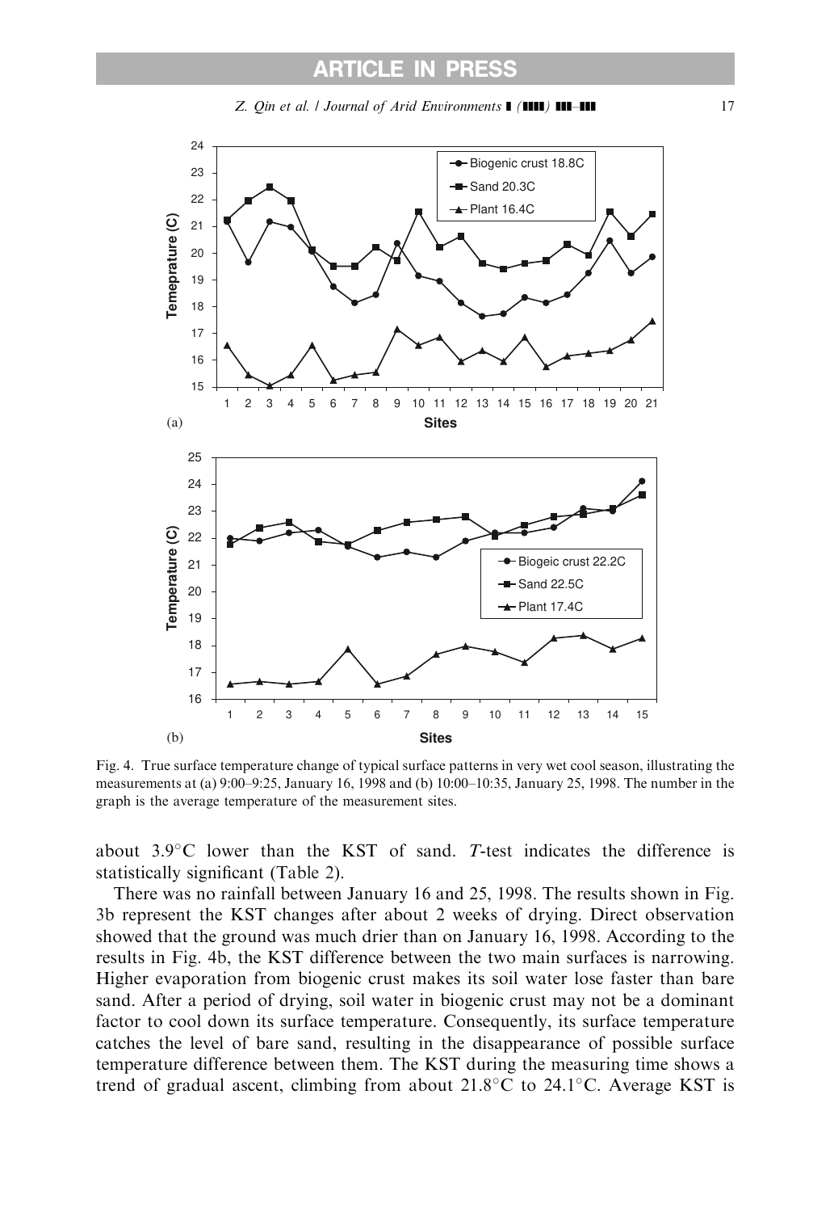Fig. 4. True surface temperature change of typical surface patterns in very wet cool season, illustrating the measurements at (a) 9:00–9:25, January 16, 1998 and (b) 10:00–10:35, January 25, 1998. The number in the graph is the average temperature of the measurement sites.

about 3.9°C lower than the KST of sand. *T*-test indicates the difference is statistically significant (Table 2).

There was no rainfall between January 16 and 25, 1998. The results shown in Fig. 3b represent the KST changes after about 2 weeks of drying. Direct observation showed that the ground was much drier than on January 16, 1998. According to the results in Fig. 4b, the KST difference between the two main surfaces is narrowing. Higher evaporation from biogenic crust makes its soil water lose faster than bare sand. After a period of drying, soil water in biogenic crust may not be a dominant factor to cool down its surface temperature. Consequently, its surface temperature catches the level of bare sand, resulting in the disappearance of possible surface temperature difference between them. The KST during the measuring time shows a trend of gradual ascent, climbing from about 21.8°C to 24.1°C. Average KST is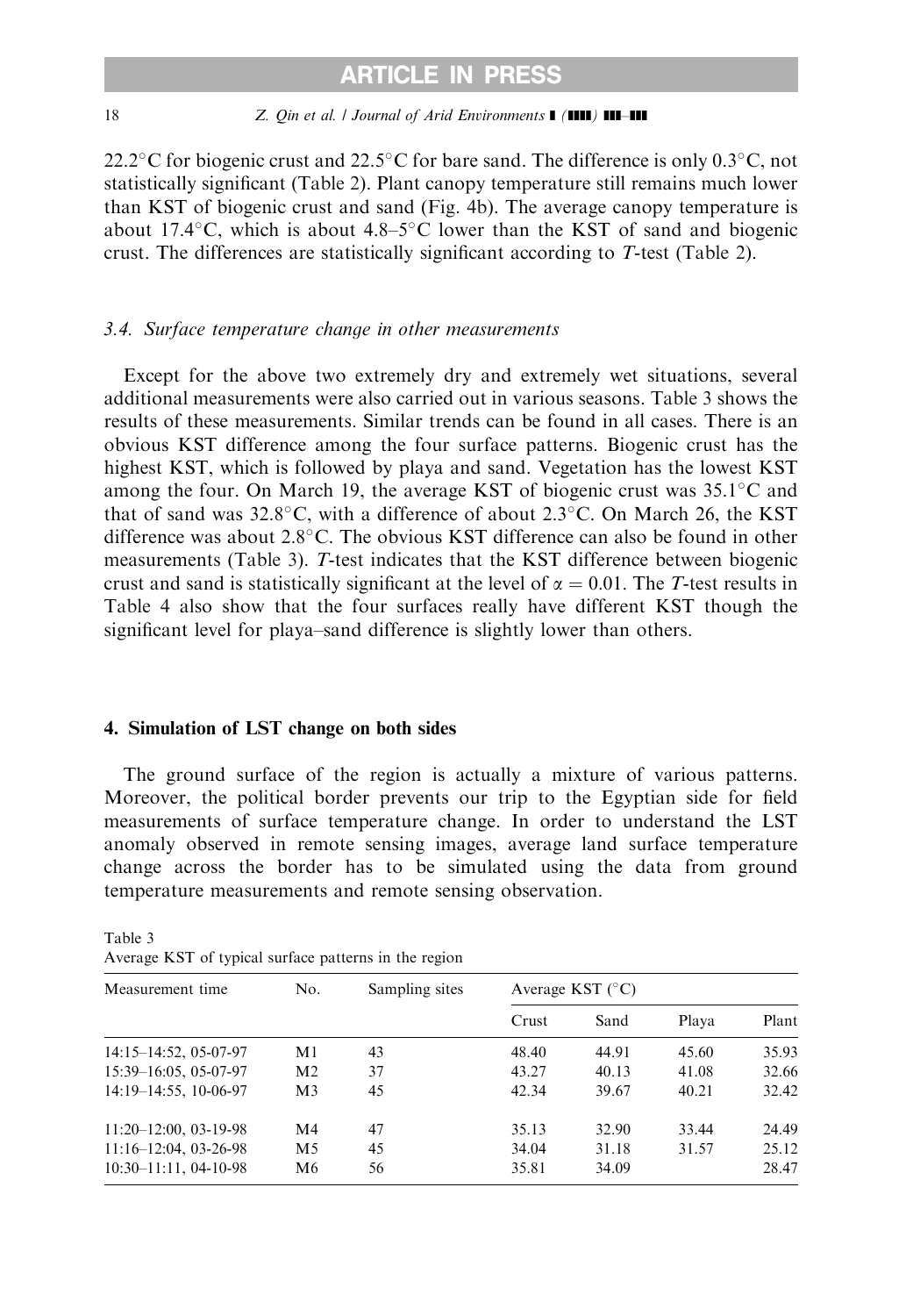22.2°C for biogenic crust and 22.5°C for bare sand. The difference is only 0.3°C, not statistically significant (Table 2). Plant canopy temperature still remains much lower than KST of biogenic crust and sand (Fig. 4b). The average canopy temperature is about 17.4°C, which is about 4.8–5°C lower than the KST of sand and biogenic crust. The differences are statistically significant according to *T*-test (Table 2).

### 3.4. Surface temperature change in other measurements

Except for the above two extremely dry and extremely wet situations, several additional measurements were also carried out in various seasons. Table 3 shows the results of these measurements. Similar trends can be found in all cases. There is an obvious KST difference among the four surface patterns. Biogenic crust has the highest KST, which is followed by playa and sand. Vegetation has the lowest KST among the four. On March 19, the average KST of biogenic crust was 35.1°C and that of sand was 32.8°C, with a difference of about 2.3°C. On March 26, the KST difference was about 2.8°C. The obvious KST difference can also be found in other measurements (Table 3). *T*-test indicates that the KST difference between biogenic crust and sand is statistically significant at the level of $\alpha = 0.01$. The *T*-test results in Table 4 also show that the four surfaces really have different KST though the significant level for playa–sand difference is slightly lower than others.

## 4. Simulation of LST change on both sides

The ground surface of the region is actually a mixture of various patterns. Moreover, the political border prevents our trip to the Egyptian side for field measurements of surface temperature change. In order to understand the LST anomaly observed in remote sensing images, average land surface temperature change across the border has to be simulated using the data from ground temperature measurements and remote sensing observation.

Table 3
Average KST of typical surface patterns in the region

| Measurement time | No. | Sampling sites | Average KST (°C) | | | |
|---|---|---|---|---|---|---|
| | | | Crust | Sand | Playa | Plant |
| 14:15–14:52, 05-07-97 | M1 | 43 | 48.40 | 44.91 | 45.60 | 35.93 |
| 15:39–16:05, 05-07-97 | M2 | 37 | 43.27 | 40.13 | 41.08 | 32.66 |
| 14:19–14:55, 10-06-97 | M3 | 45 | 42.34 | 39.67 | 40.21 | 32.42 |
| 11:20–12:00, 03-19-98 | M4 | 47 | 35.13 | 32.90 | 33.44 | 24.49 |
| 11:16–12:04, 03-26-98 | M5 | 45 | 34.04 | 31.18 | 31.57 | 25.12 |
| 10:30–11:11, 04-10-98 | M6 | 56 | 35.81 | 34.09 | | 28.47 |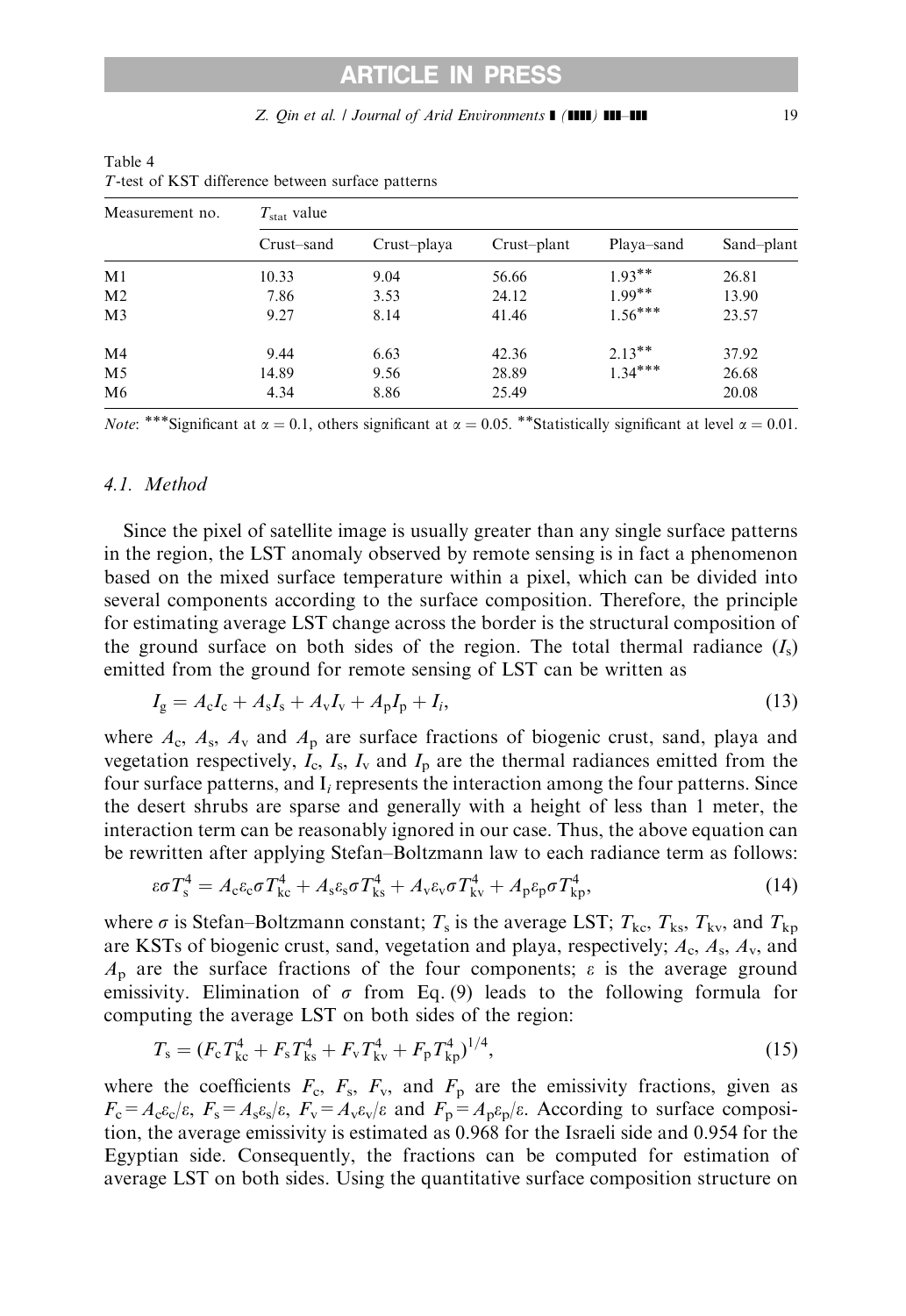Table 4
$T$-test of KST difference between surface patterns

| Measurement no. | $T_{stat}$ value | | | | |
|---|---|---|---|---|---|
| | Crust–sand | Crust–playa | Crust–plant | Playa–sand | Sand–plant |
| M1 | 10.33 | 9.04 | 56.66 | 1.93** | 26.81 |
| M2 | 7.86 | 3.53 | 24.12 | 1.99** | 13.90 |
| M3 | 9.27 | 8.14 | 41.46 | 1.56*** | 23.57 |
| M4 | 9.44 | 6.63 | 42.36 | 2.13** | 37.92 |
| M5 | 14.89 | 9.56 | 28.89 | 1.34*** | 26.68 |
| M6 | 4.34 | 8.86 | 25.49 | | 20.08 |

*Note*: ***Significant at $\alpha = 0.1$, others significant at $\alpha = 0.05$. **Statistically significant at level $\alpha = 0.01$.

### 4.1. Method

Since the pixel of satellite image is usually greater than any single surface patterns in the region, the LST anomaly observed by remote sensing is in fact a phenomenon based on the mixed surface temperature within a pixel, which can be divided into several components according to the surface composition. Therefore, the principle for estimating average LST change across the border is the structural composition of the ground surface on both sides of the region. The total thermal radiance ($I_s$) emitted from the ground for remote sensing of LST can be written as

$$I_g = A_c I_c + A_s I_s + A_v I_v + A_p I_p + I_i, \tag{13}$$

where $A_c$, $A_s$, $A_v$ and $A_p$ are surface fractions of biogenic crust, sand, playa and vegetation respectively, $I_c$, $I_s$, $I_v$ and $I_p$ are the thermal radiances emitted from the four surface patterns, and $I_i$ represents the interaction among the four patterns. Since the desert shrubs are sparse and generally with a height of less than 1 meter, the interaction term can be reasonably ignored in our case. Thus, the above equation can be rewritten after applying Stefan–Boltzmann law to each radiance term as follows:

$$\varepsilon \sigma T_s^4 = A_c \varepsilon_c \sigma T_{kc}^4 + A_s \varepsilon_s \sigma T_{ks}^4 + A_v \varepsilon_v \sigma T_{kv}^4 + A_p \varepsilon_p \sigma T_{kp}^4, \tag{14}$$

where $\sigma$ is Stefan–Boltzmann constant; $T_s$ is the average LST; $T_{kc}$, $T_{ks}$, $T_{kv}$, and $T_{kp}$ are KSTs of biogenic crust, sand, vegetation and playa, respectively; $A_c$, $A_s$, $A_v$, and $A_p$ are the surface fractions of the four components; $\varepsilon$ is the average ground emissivity. Elimination of $\sigma$ from Eq. (9) leads to the following formula for computing the average LST on both sides of the region:

$$T_s = (F_c T_{kc}^4 + F_s T_{ks}^4 + F_v T_{kv}^4 + F_p T_{kp}^4)^{1/4}, \tag{15}$$

where the coefficients $F_c$, $F_s$, $F_v$, and $F_p$ are the emissivity fractions, given as $F_c = A_c\varepsilon_c/\varepsilon$, $F_s = A_s\varepsilon_s/\varepsilon$, $F_v = A_v\varepsilon_v/\varepsilon$ and $F_p = A_p\varepsilon_p/\varepsilon$. According to surface composition, the average emissivity is estimated as 0.968 for the Israeli side and 0.954 for the Egyptian side. Consequently, the fractions can be computed for estimation of average LST on both sides. Using the quantitative surface composition structure on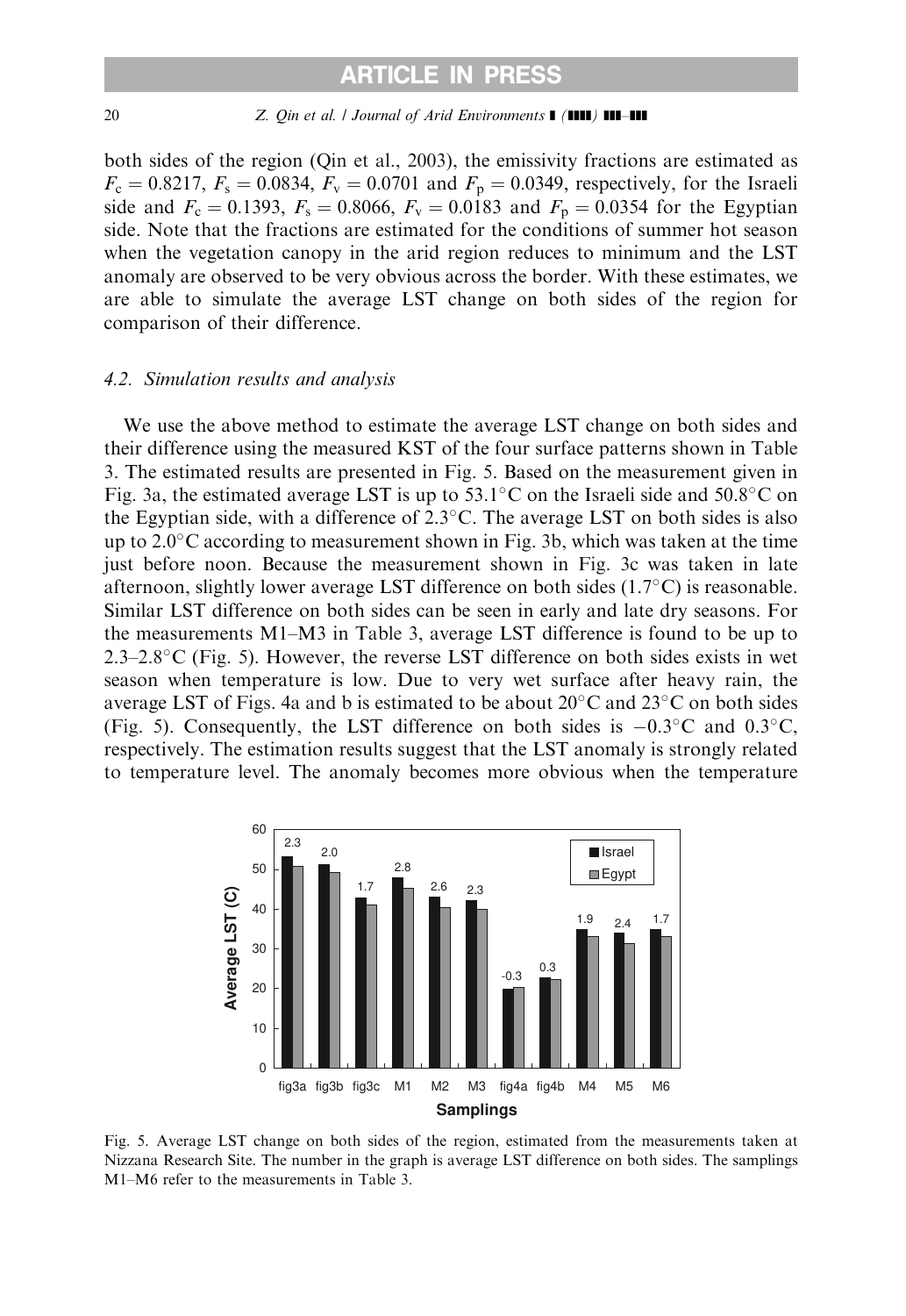both sides of the region (Qin et al., 2003), the emissivity fractions are estimated as $F_c = 0.8217$, $F_s = 0.0834$, $F_v = 0.0701$ and $F_p = 0.0349$, respectively, for the Israeli side and $F_c = 0.1393$, $F_s = 0.8066$, $F_v = 0.0183$ and $F_p = 0.0354$ for the Egyptian side. Note that the fractions are estimated for the conditions of summer hot season when the vegetation canopy in the arid region reduces to minimum and the LST anomaly are observed to be very obvious across the border. With these estimates, we are able to simulate the average LST change on both sides of the region for comparison of their difference.

### 4.2. Simulation results and analysis

We use the above method to estimate the average LST change on both sides and their difference using the measured KST of the four surface patterns shown in Table 3. The estimated results are presented in Fig. 5. Based on the measurement given in Fig. 3a, the estimated average LST is up to 53.1°C on the Israeli side and 50.8°C on the Egyptian side, with a difference of 2.3°C. The average LST on both sides is also up to 2.0°C according to measurement shown in Fig. 3b, which was taken at the time just before noon. Because the measurement shown in Fig. 3c was taken in late afternoon, slightly lower average LST difference on both sides (1.7°C) is reasonable. Similar LST difference on both sides can be seen in early and late dry seasons. For the measurements M1–M3 in Table 3, average LST difference is found to be up to 2.3–2.8°C (Fig. 5). However, the reverse LST difference on both sides exists in wet season when temperature is low. Due to very wet surface after heavy rain, the average LST of Figs. 4a and b is estimated to be about 20°C and 23°C on both sides (Fig. 5). Consequently, the LST difference on both sides is −0.3°C and 0.3°C, respectively. The estimation results suggest that the LST anomaly is strongly related to temperature level. The anomaly becomes more obvious when the temperature

Fig. 5. Average LST change on both sides of the region, estimated from the measurements taken at Nizzana Research Site. The number in the graph is average LST difference on both sides. The samplings M1–M6 refer to the measurements in Table 3.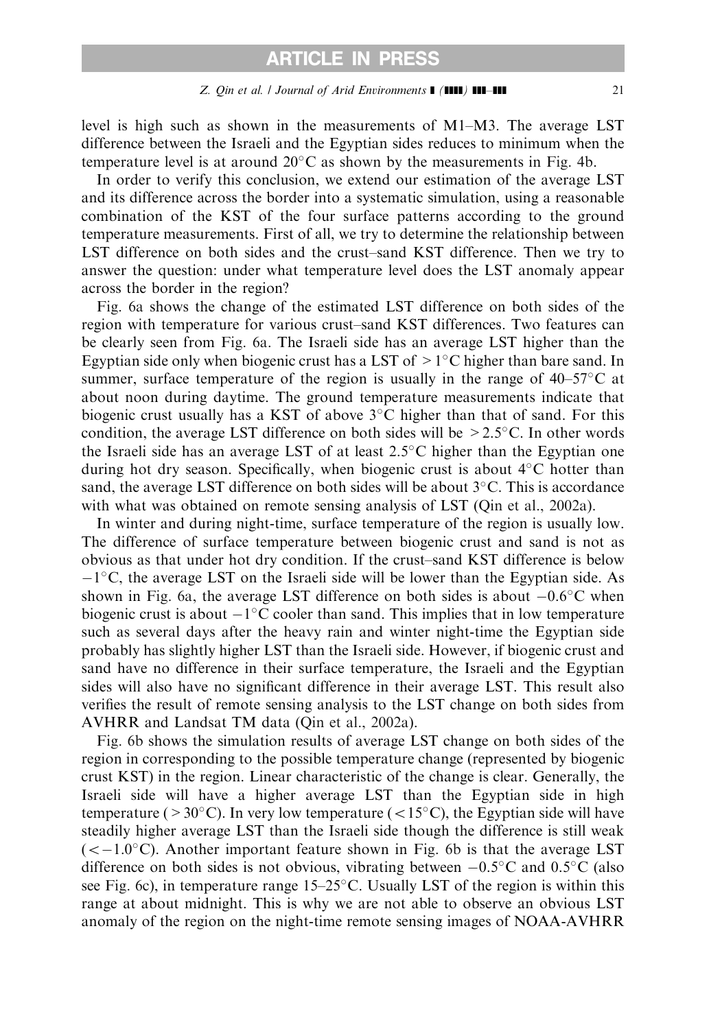level is high such as shown in the measurements of M1–M3. The average LST difference between the Israeli and the Egyptian sides reduces to minimum when the temperature level is at around 20°C as shown by the measurements in Fig. 4b.

In order to verify this conclusion, we extend our estimation of the average LST and its difference across the border into a systematic simulation, using a reasonable combination of the KST of the four surface patterns according to the ground temperature measurements. First of all, we try to determine the relationship between LST difference on both sides and the crust–sand KST difference. Then we try to answer the question: under what temperature level does the LST anomaly appear across the border in the region?

Fig. 6a shows the change of the estimated LST difference on both sides of the region with temperature for various crust–sand KST differences. Two features can be clearly seen from Fig. 6a. The Israeli side has an average LST higher than the Egyptian side only when biogenic crust has a LST of $>1$°C higher than bare sand. In summer, surface temperature of the region is usually in the range of 40–57°C at about noon during daytime. The ground temperature measurements indicate that biogenic crust usually has a KST of above 3°C higher than that of sand. For this condition, the average LST difference on both sides will be $>2.5$°C. In other words the Israeli side has an average LST of at least 2.5°C higher than the Egyptian one during hot dry season. Specifically, when biogenic crust is about 4°C hotter than sand, the average LST difference on both sides will be about 3°C. This is accordance with what was obtained on remote sensing analysis of LST (Qin et al., 2002a).

In winter and during night-time, surface temperature of the region is usually low. The difference of surface temperature between biogenic crust and sand is not as obvious as that under hot dry condition. If the crust–sand KST difference is below $-1$°C, the average LST on the Israeli side will be lower than the Egyptian side. As shown in Fig. 6a, the average LST difference on both sides is about $-0.6$°C when biogenic crust is about $-1$°C cooler than sand. This implies that in low temperature such as several days after the heavy rain and winter night-time the Egyptian side probably has slightly higher LST than the Israeli side. However, if biogenic crust and sand have no difference in their surface temperature, the Israeli and the Egyptian sides will also have no significant difference in their average LST. This result also verifies the result of remote sensing analysis to the LST change on both sides from AVHRR and Landsat TM data (Qin et al., 2002a).

Fig. 6b shows the simulation results of average LST change on both sides of the region in corresponding to the possible temperature change (represented by biogenic crust KST) in the region. Linear characteristic of the change is clear. Generally, the Israeli side will have a higher average LST than the Egyptian side in high temperature ($>30$°C). In very low temperature ($<15$°C), the Egyptian side will have steadily higher average LST than the Israeli side though the difference is still weak ($<-1.0$°C). Another important feature shown in Fig. 6b is that the average LST difference on both sides is not obvious, vibrating between $-0.5$°C and 0.5°C (also see Fig. 6c), in temperature range 15–25°C. Usually LST of the region is within this range at about midnight. This is why we are not able to observe an obvious LST anomaly of the region on the night-time remote sensing images of NOAA-AVHRR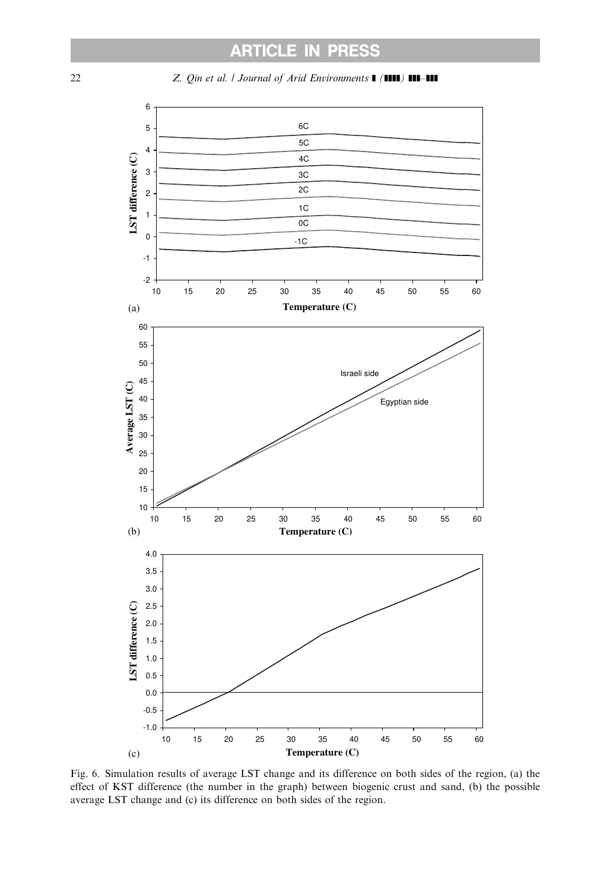Fig. 6. Simulation results of average LST change and its difference on both sides of the region, (a) the effect of KST difference (the number in the graph) between biogenic crust and sand, (b) the possible average LST change and (c) its difference on both sides of the region.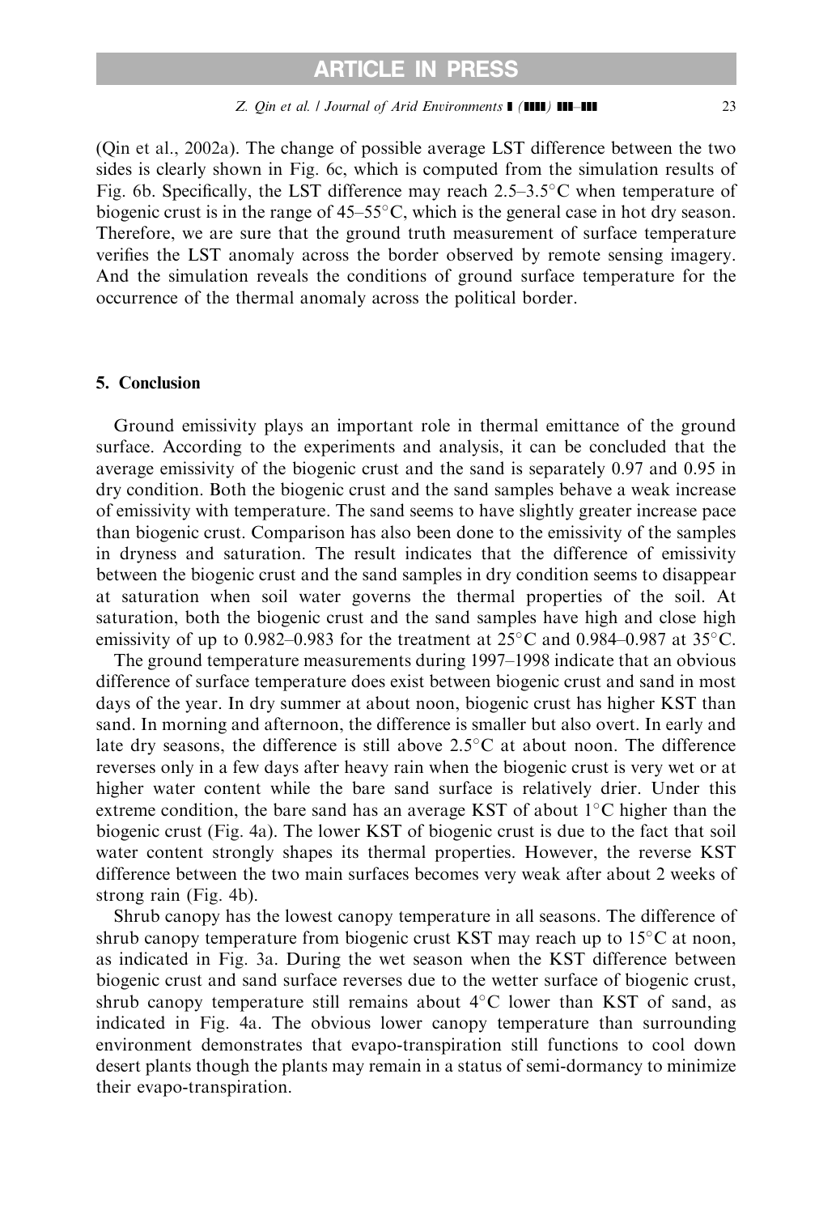(Qin et al., 2002a). The change of possible average LST difference between the two sides is clearly shown in Fig. 6c, which is computed from the simulation results of Fig. 6b. Specifically, the LST difference may reach 2.5–3.5°C when temperature of biogenic crust is in the range of 45–55°C, which is the general case in hot dry season. Therefore, we are sure that the ground truth measurement of surface temperature verifies the LST anomaly across the border observed by remote sensing imagery. And the simulation reveals the conditions of ground surface temperature for the occurrence of the thermal anomaly across the political border.

## 5. Conclusion

Ground emissivity plays an important role in thermal emittance of the ground surface. According to the experiments and analysis, it can be concluded that the average emissivity of the biogenic crust and the sand is separately 0.97 and 0.95 in dry condition. Both the biogenic crust and the sand samples behave a weak increase of emissivity with temperature. The sand seems to have slightly greater increase pace than biogenic crust. Comparison has also been done to the emissivity of the samples in dryness and saturation. The result indicates that the difference of emissivity between the biogenic crust and the sand samples in dry condition seems to disappear at saturation when soil water governs the thermal properties of the soil. At saturation, both the biogenic crust and the sand samples have high and close high emissivity of up to 0.982–0.983 for the treatment at 25°C and 0.984–0.987 at 35°C.

The ground temperature measurements during 1997–1998 indicate that an obvious difference of surface temperature does exist between biogenic crust and sand in most days of the year. In dry summer at about noon, biogenic crust has higher KST than sand. In morning and afternoon, the difference is smaller but also overt. In early and late dry seasons, the difference is still above 2.5°C at about noon. The difference reverses only in a few days after heavy rain when the biogenic crust is very wet or at higher water content while the bare sand surface is relatively drier. Under this extreme condition, the bare sand has an average KST of about 1°C higher than the biogenic crust (Fig. 4a). The lower KST of biogenic crust is due to the fact that soil water content strongly shapes its thermal properties. However, the reverse KST difference between the two main surfaces becomes very weak after about 2 weeks of strong rain (Fig. 4b).

Shrub canopy has the lowest canopy temperature in all seasons. The difference of shrub canopy temperature from biogenic crust KST may reach up to 15°C at noon, as indicated in Fig. 3a. During the wet season when the KST difference between biogenic crust and sand surface reverses due to the wetter surface of biogenic crust, shrub canopy temperature still remains about 4°C lower than KST of sand, as indicated in Fig. 4a. The obvious lower canopy temperature than surrounding environment demonstrates that evapo-transpiration still functions to cool down desert plants though the plants may remain in a status of semi-dormancy to minimize their evapo-transpiration.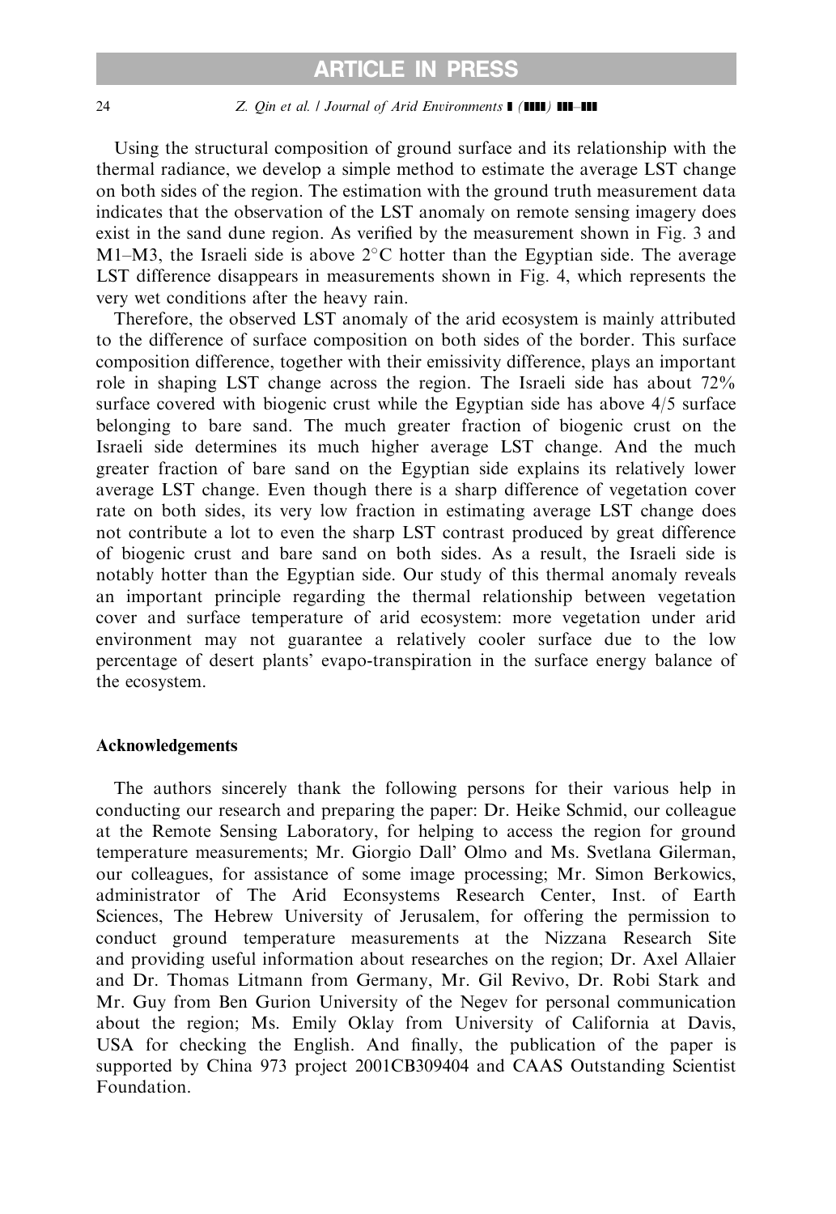Using the structural composition of ground surface and its relationship with the thermal radiance, we develop a simple method to estimate the average LST change on both sides of the region. The estimation with the ground truth measurement data indicates that the observation of the LST anomaly on remote sensing imagery does exist in the sand dune region. As verified by the measurement shown in Fig. 3 and M1–M3, the Israeli side is above 2°C hotter than the Egyptian side. The average LST difference disappears in measurements shown in Fig. 4, which represents the very wet conditions after the heavy rain.

Therefore, the observed LST anomaly of the arid ecosystem is mainly attributed to the difference of surface composition on both sides of the border. This surface composition difference, together with their emissivity difference, plays an important role in shaping LST change across the region. The Israeli side has about 72% surface covered with biogenic crust while the Egyptian side has above 4/5 surface belonging to bare sand. The much greater fraction of biogenic crust on the Israeli side determines its much higher average LST change. And the much greater fraction of bare sand on the Egyptian side explains its relatively lower average LST change. Even though there is a sharp difference of vegetation cover rate on both sides, its very low fraction in estimating average LST change does not contribute a lot to even the sharp LST contrast produced by great difference of biogenic crust and bare sand on both sides. As a result, the Israeli side is notably hotter than the Egyptian side. Our study of this thermal anomaly reveals an important principle regarding the thermal relationship between vegetation cover and surface temperature of arid ecosystem: more vegetation under arid environment may not guarantee a relatively cooler surface due to the low percentage of desert plants' evapo-transpiration in the surface energy balance of the ecosystem.

## Acknowledgements

The authors sincerely thank the following persons for their various help in conducting our research and preparing the paper: Dr. Heike Schmid, our colleague at the Remote Sensing Laboratory, for helping to access the region for ground temperature measurements; Mr. Giorgio Dall' Olmo and Ms. Svetlana Gilerman, our colleagues, for assistance of some image processing; Mr. Simon Berkowics, administrator of The Arid Econsystems Research Center, Inst. of Earth Sciences, The Hebrew University of Jerusalem, for offering the permission to conduct ground temperature measurements at the Nizzana Research Site and providing useful information about researches on the region; Dr. Axel Allaier and Dr. Thomas Litmann from Germany, Mr. Gil Revivo, Dr. Robi Stark and Mr. Guy from Ben Gurion University of the Negev for personal communication about the region; Ms. Emily Oklay from University of California at Davis, USA for checking the English. And finally, the publication of the paper is supported by China 973 project 2001CB309404 and CAAS Outstanding Scientist Foundation.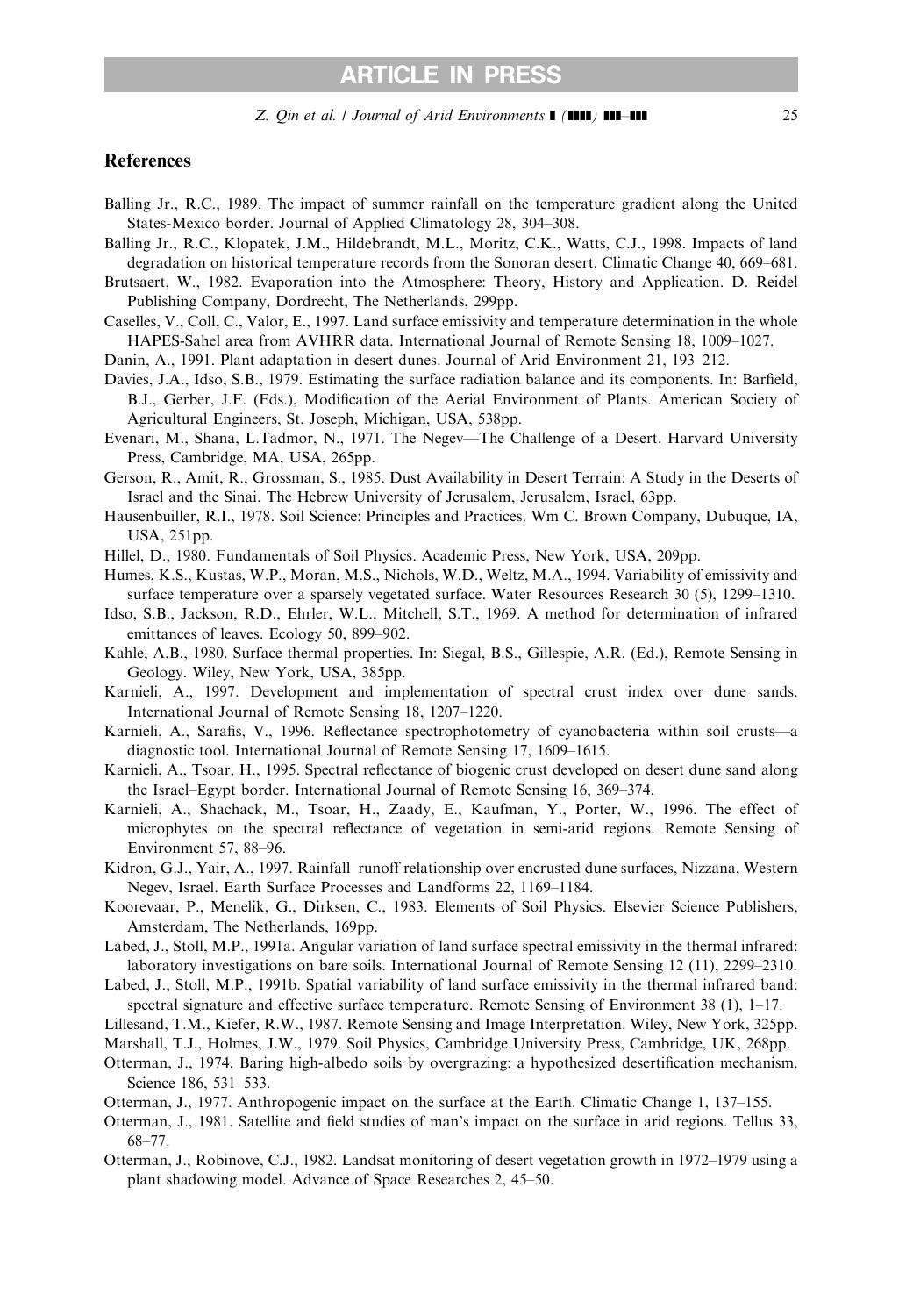## References

Balling Jr., R.C., 1989. The impact of summer rainfall on the temperature gradient along the United States-Mexico border. Journal of Applied Climatology 28, 304–308.

Balling Jr., R.C., Klopatek, J.M., Hildebrandt, M.L., Moritz, C.K., Watts, C.J., 1998. Impacts of land degradation on historical temperature records from the Sonoran desert. Climatic Change 40, 669–681.

Brutsaert, W., 1982. Evaporation into the Atmosphere: Theory, History and Application. D. Reidel Publishing Company, Dordrecht, The Netherlands, 299pp.

Caselles, V., Coll, C., Valor, E., 1997. Land surface emissivity and temperature determination in the whole HAPES-Sahel area from AVHRR data. International Journal of Remote Sensing 18, 1009–1027.

Danin, A., 1991. Plant adaptation in desert dunes. Journal of Arid Environment 21, 193–212.

Davies, J.A., Idso, S.B., 1979. Estimating the surface radiation balance and its components. In: Barfield, B.J., Gerber, J.F. (Eds.), Modification of the Aerial Environment of Plants. American Society of Agricultural Engineers, St. Joseph, Michigan, USA, 538pp.

Evenari, M., Shana, L.Tadmor, N., 1971. The Negev—The Challenge of a Desert. Harvard University Press, Cambridge, MA, USA, 265pp.

Gerson, R., Amit, R., Grossman, S., 1985. Dust Availability in Desert Terrain: A Study in the Deserts of Israel and the Sinai. The Hebrew University of Jerusalem, Jerusalem, Israel, 63pp.

Hausenbuiller, R.I., 1978. Soil Science: Principles and Practices. Wm C. Brown Company, Dubuque, IA, USA, 251pp.

Hillel, D., 1980. Fundamentals of Soil Physics. Academic Press, New York, USA, 209pp.

Humes, K.S., Kustas, W.P., Moran, M.S., Nichols, W.D., Weltz, M.A., 1994. Variability of emissivity and surface temperature over a sparsely vegetated surface. Water Resources Research 30 (5), 1299–1310.

Idso, S.B., Jackson, R.D., Ehrler, W.L., Mitchell, S.T., 1969. A method for determination of infrared emittances of leaves. Ecology 50, 899–902.

Kahle, A.B., 1980. Surface thermal properties. In: Siegal, B.S., Gillespie, A.R. (Ed.), Remote Sensing in Geology. Wiley, New York, USA, 385pp.

Karnieli, A., 1997. Development and implementation of spectral crust index over dune sands. International Journal of Remote Sensing 18, 1207–1220.

Karnieli, A., Sarafis, V., 1996. Reflectance spectrophotometry of cyanobacteria within soil crusts—a diagnostic tool. International Journal of Remote Sensing 17, 1609–1615.

Karnieli, A., Tsoar, H., 1995. Spectral reflectance of biogenic crust developed on desert dune sand along the Israel–Egypt border. International Journal of Remote Sensing 16, 369–374.

Karnieli, A., Shachack, M., Tsoar, H., Zaady, E., Kaufman, Y., Porter, W., 1996. The effect of microphytes on the spectral reflectance of vegetation in semi-arid regions. Remote Sensing of Environment 57, 88–96.

Kidron, G.J., Yair, A., 1997. Rainfall–runoff relationship over encrusted dune surfaces, Nizzana, Western Negev, Israel. Earth Surface Processes and Landforms 22, 1169–1184.

Koorevaar, P., Menelik, G., Dirksen, C., 1983. Elements of Soil Physics. Elsevier Science Publishers, Amsterdam, The Netherlands, 169pp.

Labed, J., Stoll, M.P., 1991a. Angular variation of land surface spectral emissivity in the thermal infrared: laboratory investigations on bare soils. International Journal of Remote Sensing 12 (11), 2299–2310.

Labed, J., Stoll, M.P., 1991b. Spatial variability of land surface emissivity in the thermal infrared band: spectral signature and effective surface temperature. Remote Sensing of Environment 38 (1), 1–17.

Lillesand, T.M., Kiefer, R.W., 1987. Remote Sensing and Image Interpretation. Wiley, New York, 325pp.

Marshall, T.J., Holmes, J.W., 1979. Soil Physics, Cambridge University Press, Cambridge, UK, 268pp.

Otterman, J., 1974. Baring high-albedo soils by overgrazing: a hypothesized desertification mechanism. Science 186, 531–533.

Otterman, J., 1977. Anthropogenic impact on the surface at the Earth. Climatic Change 1, 137–155.

Otterman, J., 1981. Satellite and field studies of man's impact on the surface in arid regions. Tellus 33, 68–77.

Otterman, J., Robinove, C.J., 1982. Landsat monitoring of desert vegetation growth in 1972–1979 using a plant shadowing model. Advance of Space Researches 2, 45–50.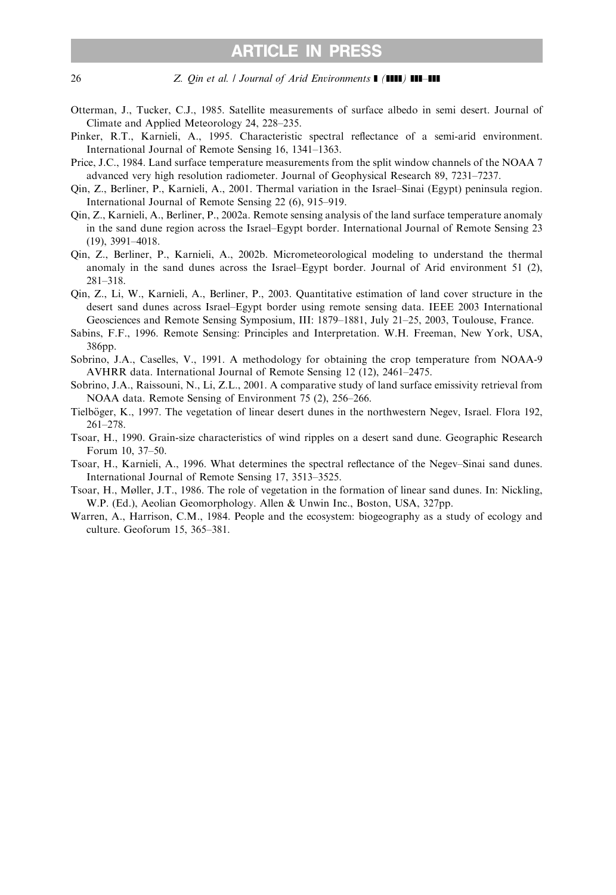Otterman, J., Tucker, C.J., 1985. Satellite measurements of surface albedo in semi desert. Journal of Climate and Applied Meteorology 24, 228–235.

Pinker, R.T., Karnieli, A., 1995. Characteristic spectral reflectance of a semi-arid environment. International Journal of Remote Sensing 16, 1341–1363.

Price, J.C., 1984. Land surface temperature measurements from the split window channels of the NOAA 7 advanced very high resolution radiometer. Journal of Geophysical Research 89, 7231–7237.

Qin, Z., Berliner, P., Karnieli, A., 2001. Thermal variation in the Israel–Sinai (Egypt) peninsula region. International Journal of Remote Sensing 22 (6), 915–919.

Qin, Z., Karnieli, A., Berliner, P., 2002a. Remote sensing analysis of the land surface temperature anomaly in the sand dune region across the Israel–Egypt border. International Journal of Remote Sensing 23 (19), 3991–4018.

Qin, Z., Berliner, P., Karnieli, A., 2002b. Micrometeorological modeling to understand the thermal anomaly in the sand dunes across the Israel–Egypt border. Journal of Arid environment 51 (2), 281–318.

Qin, Z., Li, W., Karnieli, A., Berliner, P., 2003. Quantitative estimation of land cover structure in the desert sand dunes across Israel–Egypt border using remote sensing data. IEEE 2003 International Geosciences and Remote Sensing Symposium, III: 1879–1881, July 21–25, 2003, Toulouse, France.

Sabins, F.F., 1996. Remote Sensing: Principles and Interpretation. W.H. Freeman, New York, USA, 386pp.

Sobrino, J.A., Caselles, V., 1991. A methodology for obtaining the crop temperature from NOAA-9 AVHRR data. International Journal of Remote Sensing 12 (12), 2461–2475.

Sobrino, J.A., Raissouni, N., Li, Z.L., 2001. A comparative study of land surface emissivity retrieval from NOAA data. Remote Sensing of Environment 75 (2), 256–266.

Tielböger, K., 1997. The vegetation of linear desert dunes in the northwestern Negev, Israel. Flora 192, 261–278.

Tsoar, H., 1990. Grain-size characteristics of wind ripples on a desert sand dune. Geographic Research Forum 10, 37–50.

Tsoar, H., Karnieli, A., 1996. What determines the spectral reflectance of the Negev–Sinai sand dunes. International Journal of Remote Sensing 17, 3513–3525.

Tsoar, H., Møller, J.T., 1986. The role of vegetation in the formation of linear sand dunes. In: Nickling, W.P. (Ed.), Aeolian Geomorphology. Allen & Unwin Inc., Boston, USA, 327pp.

Warren, A., Harrison, C.M., 1984. People and the ecosystem: biogeography as a study of ecology and culture. Geoforum 15, 365–381.